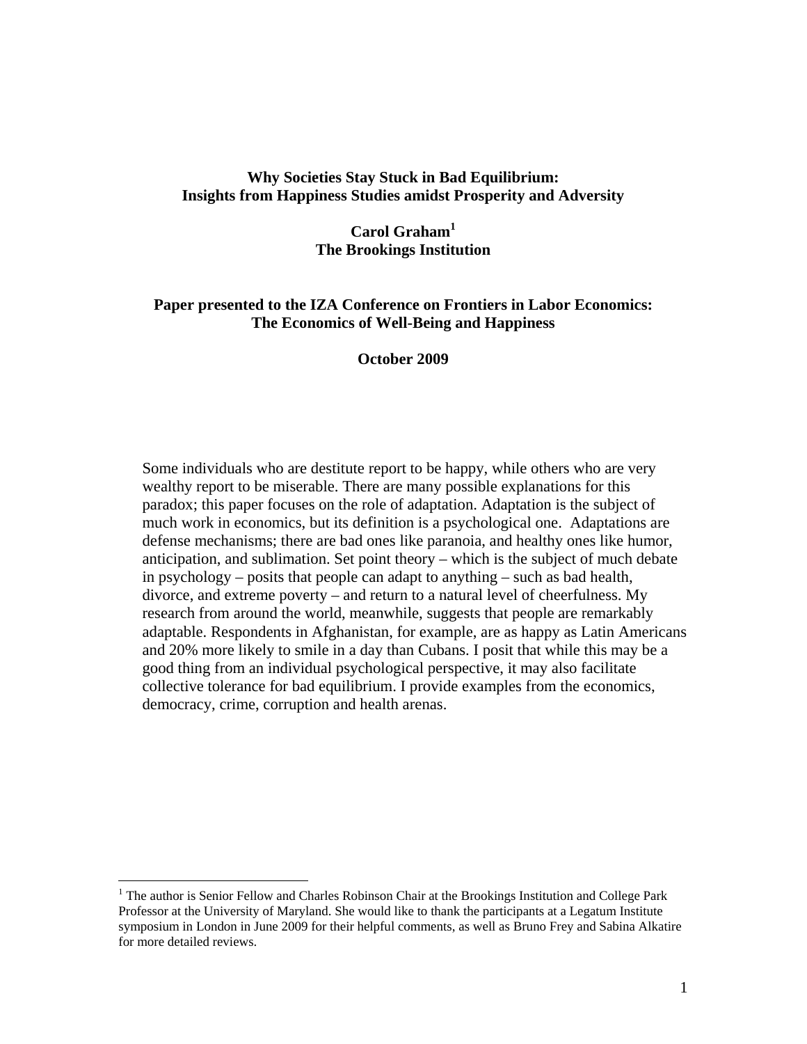# Why Societies Stay Stuck in Bad Equilibrium: Insights from Happiness Studies amidst Prosperity and Adversity

**Carol Graham[1]**
**The Brookings Institution**

**Paper presented to the IZA Conference on Frontiers in Labor Economics: The Economics of Well-Being and Happiness**

**October 2009**

Some individuals who are destitute report to be happy, while others who are very wealthy report to be miserable. There are many possible explanations for this paradox; this paper focuses on the role of adaptation. Adaptation is the subject of much work in economics, but its definition is a psychological one. Adaptations are defense mechanisms; there are bad ones like paranoia, and healthy ones like humor, anticipation, and sublimation. Set point theory – which is the subject of much debate in psychology – posits that people can adapt to anything – such as bad health, divorce, and extreme poverty – and return to a natural level of cheerfulness. My research from around the world, meanwhile, suggests that people are remarkably adaptable. Respondents in Afghanistan, for example, are as happy as Latin Americans and 20% more likely to smile in a day than Cubans. I posit that while this may be a good thing from an individual psychological perspective, it may also facilitate collective tolerance for bad equilibrium. I provide examples from the economics, democracy, crime, corruption and health arenas.

---

[1] The author is Senior Fellow and Charles Robinson Chair at the Brookings Institution and College Park Professor at the University of Maryland. She would like to thank the participants at a Legatum Institute symposium in London in June 2009 for their helpful comments, as well as Bruno Frey and Sabina Alkatire for more detailed reviews.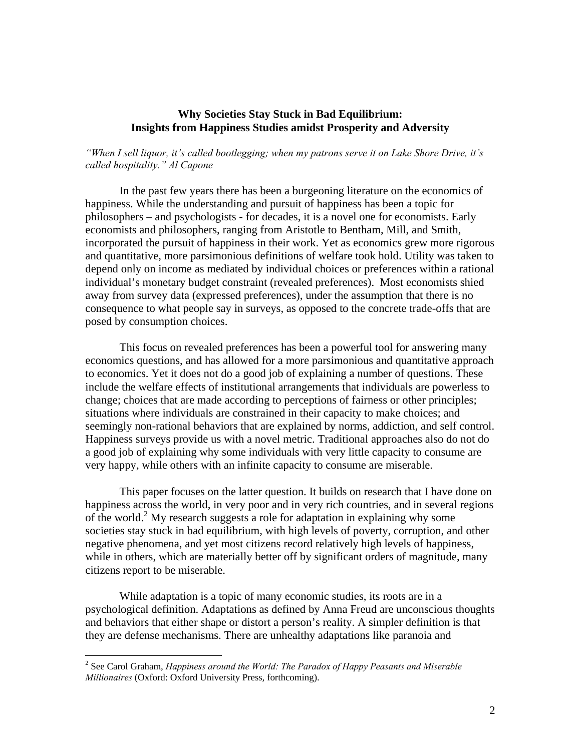**Why Societies Stay Stuck in Bad Equilibrium:
Insights from Happiness Studies amidst Prosperity and Adversity**

*"When I sell liquor, it's called bootlegging; when my patrons serve it on Lake Shore Drive, it's called hospitality." Al Capone*

In the past few years there has been a burgeoning literature on the economics of happiness. While the understanding and pursuit of happiness has been a topic for philosophers – and psychologists - for decades, it is a novel one for economists. Early economists and philosophers, ranging from Aristotle to Bentham, Mill, and Smith, incorporated the pursuit of happiness in their work. Yet as economics grew more rigorous and quantitative, more parsimonious definitions of welfare took hold. Utility was taken to depend only on income as mediated by individual choices or preferences within a rational individual's monetary budget constraint (revealed preferences). Most economists shied away from survey data (expressed preferences), under the assumption that there is no consequence to what people say in surveys, as opposed to the concrete trade-offs that are posed by consumption choices.

This focus on revealed preferences has been a powerful tool for answering many economics questions, and has allowed for a more parsimonious and quantitative approach to economics. Yet it does not do a good job of explaining a number of questions. These include the welfare effects of institutional arrangements that individuals are powerless to change; choices that are made according to perceptions of fairness or other principles; situations where individuals are constrained in their capacity to make choices; and seemingly non-rational behaviors that are explained by norms, addiction, and self control. Happiness surveys provide us with a novel metric. Traditional approaches also do not do a good job of explaining why some individuals with very little capacity to consume are very happy, while others with an infinite capacity to consume are miserable.

This paper focuses on the latter question. It builds on research that I have done on happiness across the world, in very poor and in very rich countries, and in several regions of the world.[2] My research suggests a role for adaptation in explaining why some societies stay stuck in bad equilibrium, with high levels of poverty, corruption, and other negative phenomena, and yet most citizens record relatively high levels of happiness, while in others, which are materially better off by significant orders of magnitude, many citizens report to be miserable.

While adaptation is a topic of many economic studies, its roots are in a psychological definition. Adaptations as defined by Anna Freud are unconscious thoughts and behaviors that either shape or distort a person's reality. A simpler definition is that they are defense mechanisms. There are unhealthy adaptations like paranoia and

---

[2] See Carol Graham, *Happiness around the World: The Paradox of Happy Peasants and Miserable Millionaires* (Oxford: Oxford University Press, forthcoming).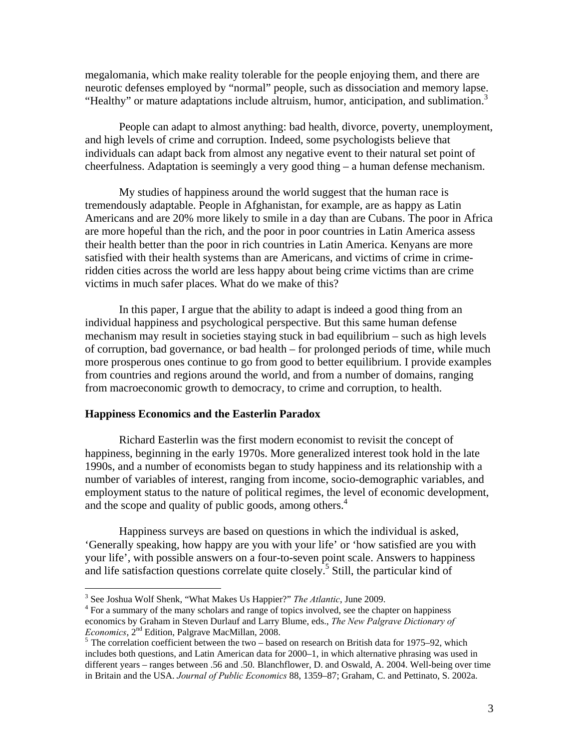megalomania, which make reality tolerable for the people enjoying them, and there are neurotic defenses employed by "normal" people, such as dissociation and memory lapse. "Healthy" or mature adaptations include altruism, humor, anticipation, and sublimation.[3]

People can adapt to almost anything: bad health, divorce, poverty, unemployment, and high levels of crime and corruption. Indeed, some psychologists believe that individuals can adapt back from almost any negative event to their natural set point of cheerfulness. Adaptation is seemingly a very good thing – a human defense mechanism.

My studies of happiness around the world suggest that the human race is tremendously adaptable. People in Afghanistan, for example, are as happy as Latin Americans and are 20% more likely to smile in a day than are Cubans. The poor in Africa are more hopeful than the rich, and the poor in poor countries in Latin America assess their health better than the poor in rich countries in Latin America. Kenyans are more satisfied with their health systems than are Americans, and victims of crime in crime-ridden cities across the world are less happy about being crime victims than are crime victims in much safer places. What do we make of this?

In this paper, I argue that the ability to adapt is indeed a good thing from an individual happiness and psychological perspective. But this same human defense mechanism may result in societies staying stuck in bad equilibrium – such as high levels of corruption, bad governance, or bad health – for prolonged periods of time, while much more prosperous ones continue to go from good to better equilibrium. I provide examples from countries and regions around the world, and from a number of domains, ranging from macroeconomic growth to democracy, to crime and corruption, to health.

## Happiness Economics and the Easterlin Paradox

Richard Easterlin was the first modern economist to revisit the concept of happiness, beginning in the early 1970s. More generalized interest took hold in the late 1990s, and a number of economists began to study happiness and its relationship with a number of variables of interest, ranging from income, socio-demographic variables, and employment status to the nature of political regimes, the level of economic development, and the scope and quality of public goods, among others.[4]

Happiness surveys are based on questions in which the individual is asked, 'Generally speaking, how happy are you with your life' or 'how satisfied are you with your life', with possible answers on a four-to-seven point scale. Answers to happiness and life satisfaction questions correlate quite closely.[5] Still, the particular kind of

---

[3] See Joshua Wolf Shenk, "What Makes Us Happier?" *The Atlantic*, June 2009.

[4] For a summary of the many scholars and range of topics involved, see the chapter on happiness economics by Graham in Steven Durlauf and Larry Blume, eds., *The New Palgrave Dictionary of Economics*, 2nd Edition, Palgrave MacMillan, 2008.

[5] The correlation coefficient between the two – based on research on British data for 1975–92, which includes both questions, and Latin American data for 2000–1, in which alternative phrasing was used in different years – ranges between .56 and .50. Blanchflower, D. and Oswald, A. 2004. Well-being over time in Britain and the USA. *Journal of Public Economics* 88, 1359–87; Graham, C. and Pettinato, S. 2002a.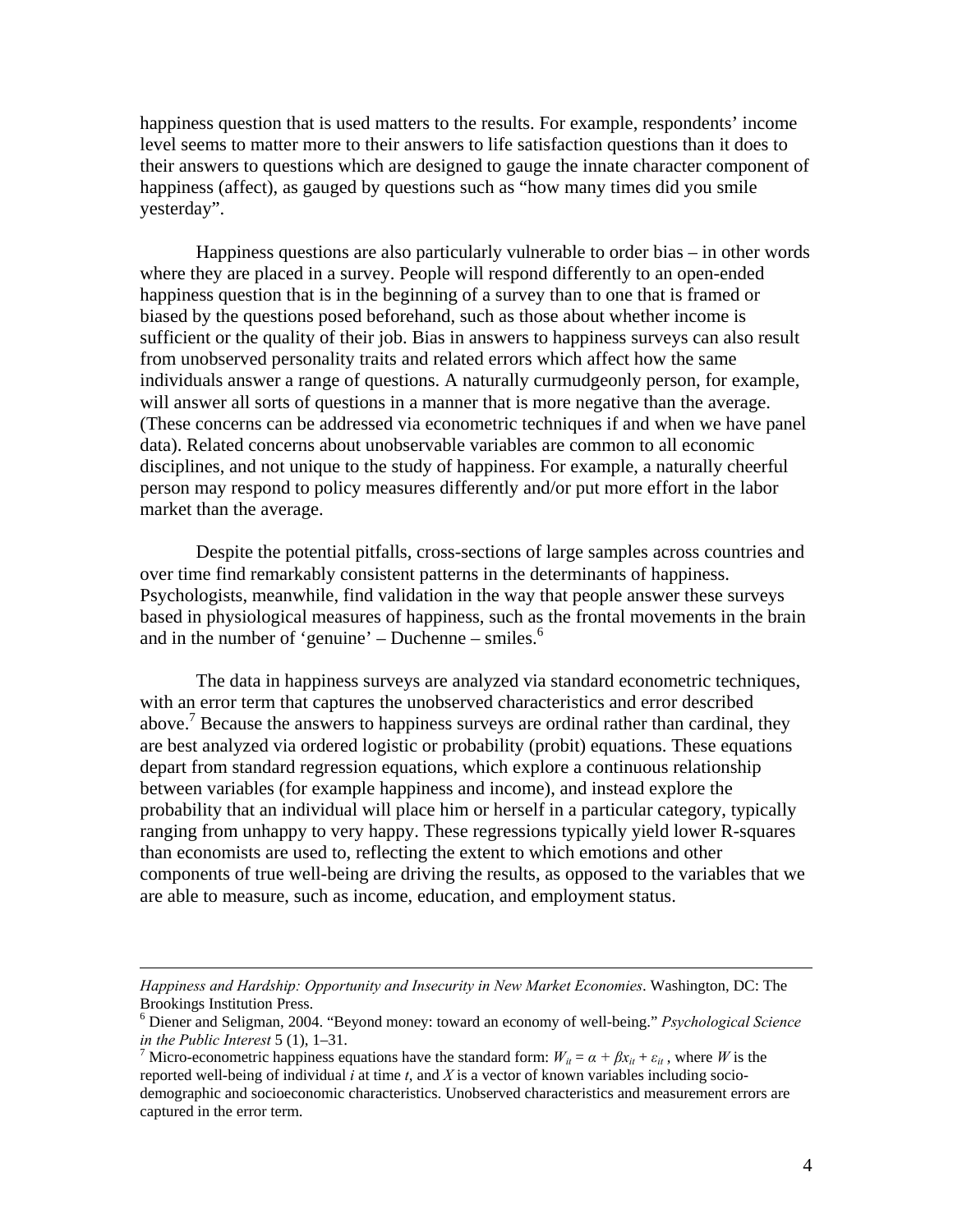happiness question that is used matters to the results. For example, respondents' income level seems to matter more to their answers to life satisfaction questions than it does to their answers to questions which are designed to gauge the innate character component of happiness (affect), as gauged by questions such as "how many times did you smile yesterday".

Happiness questions are also particularly vulnerable to order bias – in other words where they are placed in a survey. People will respond differently to an open-ended happiness question that is in the beginning of a survey than to one that is framed or biased by the questions posed beforehand, such as those about whether income is sufficient or the quality of their job. Bias in answers to happiness surveys can also result from unobserved personality traits and related errors which affect how the same individuals answer a range of questions. A naturally curmudgeonly person, for example, will answer all sorts of questions in a manner that is more negative than the average. (These concerns can be addressed via econometric techniques if and when we have panel data). Related concerns about unobservable variables are common to all economic disciplines, and not unique to the study of happiness. For example, a naturally cheerful person may respond to policy measures differently and/or put more effort in the labor market than the average.

Despite the potential pitfalls, cross-sections of large samples across countries and over time find remarkably consistent patterns in the determinants of happiness. Psychologists, meanwhile, find validation in the way that people answer these surveys based in physiological measures of happiness, such as the frontal movements in the brain and in the number of 'genuine' – Duchenne – smiles.[6]

The data in happiness surveys are analyzed via standard econometric techniques, with an error term that captures the unobserved characteristics and error described above.[7] Because the answers to happiness surveys are ordinal rather than cardinal, they are best analyzed via ordered logistic or probability (probit) equations. These equations depart from standard regression equations, which explore a continuous relationship between variables (for example happiness and income), and instead explore the probability that an individual will place him or herself in a particular category, typically ranging from unhappy to very happy. These regressions typically yield lower R-squares than economists are used to, reflecting the extent to which emotions and other components of true well-being are driving the results, as opposed to the variables that we are able to measure, such as income, education, and employment status.

---

*Happiness and Hardship: Opportunity and Insecurity in New Market Economies*. Washington, DC: The Brookings Institution Press.

[6] Diener and Seligman, 2004. "Beyond money: toward an economy of well-being." *Psychological Science in the Public Interest* 5 (1), 1–31.

[7] Micro-econometric happiness equations have the standard form: $W_{it} = \alpha + \beta x_{it} + \varepsilon_{it}$ , where $W$ is the reported well-being of individual $i$ at time $t$, and $X$ is a vector of known variables including socio-demographic and socioeconomic characteristics. Unobserved characteristics and measurement errors are captured in the error term.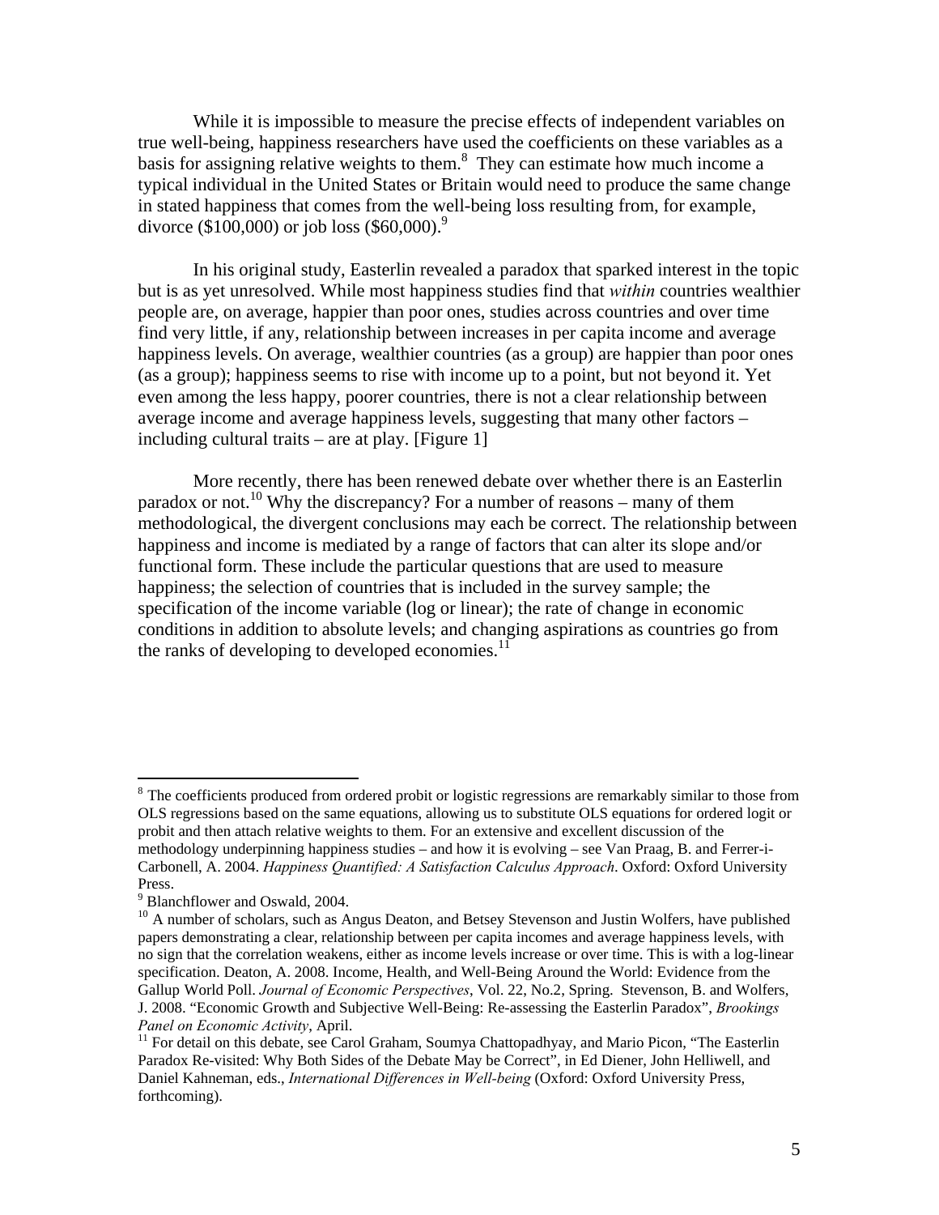While it is impossible to measure the precise effects of independent variables on true well-being, happiness researchers have used the coefficients on these variables as a basis for assigning relative weights to them.[8] They can estimate how much income a typical individual in the United States or Britain would need to produce the same change in stated happiness that comes from the well-being loss resulting from, for example, divorce ($100,000) or job loss ($60,000).[9]

In his original study, Easterlin revealed a paradox that sparked interest in the topic but is as yet unresolved. While most happiness studies find that *within* countries wealthier people are, on average, happier than poor ones, studies across countries and over time find very little, if any, relationship between increases in per capita income and average happiness levels. On average, wealthier countries (as a group) are happier than poor ones (as a group); happiness seems to rise with income up to a point, but not beyond it. Yet even among the less happy, poorer countries, there is not a clear relationship between average income and average happiness levels, suggesting that many other factors – including cultural traits – are at play. [Figure 1]

More recently, there has been renewed debate over whether there is an Easterlin paradox or not.[10] Why the discrepancy? For a number of reasons – many of them methodological, the divergent conclusions may each be correct. The relationship between happiness and income is mediated by a range of factors that can alter its slope and/or functional form. These include the particular questions that are used to measure happiness; the selection of countries that is included in the survey sample; the specification of the income variable (log or linear); the rate of change in economic conditions in addition to absolute levels; and changing aspirations as countries go from the ranks of developing to developed economies.[11]

---

[8] The coefficients produced from ordered probit or logistic regressions are remarkably similar to those from OLS regressions based on the same equations, allowing us to substitute OLS equations for ordered logit or probit and then attach relative weights to them. For an extensive and excellent discussion of the methodology underpinning happiness studies – and how it is evolving – see Van Praag, B. and Ferrer-i-Carbonell, A. 2004. *Happiness Quantified: A Satisfaction Calculus Approach*. Oxford: Oxford University Press.

[9] Blanchflower and Oswald, 2004.

[10] A number of scholars, such as Angus Deaton, and Betsey Stevenson and Justin Wolfers, have published papers demonstrating a clear, relationship between per capita incomes and average happiness levels, with no sign that the correlation weakens, either as income levels increase or over time. This is with a log-linear specification. Deaton, A. 2008. Income, Health, and Well-Being Around the World: Evidence from the Gallup World Poll. *Journal of Economic Perspectives*, Vol. 22, No.2, Spring. Stevenson, B. and Wolfers, J. 2008. "Economic Growth and Subjective Well-Being: Re-assessing the Easterlin Paradox", *Brookings Panel on Economic Activity*, April.

[11] For detail on this debate, see Carol Graham, Soumya Chattopadhyay, and Mario Picon, "The Easterlin Paradox Re-visited: Why Both Sides of the Debate May be Correct", in Ed Diener, John Helliwell, and Daniel Kahneman, eds., *International Differences in Well-being* (Oxford: Oxford University Press, forthcoming).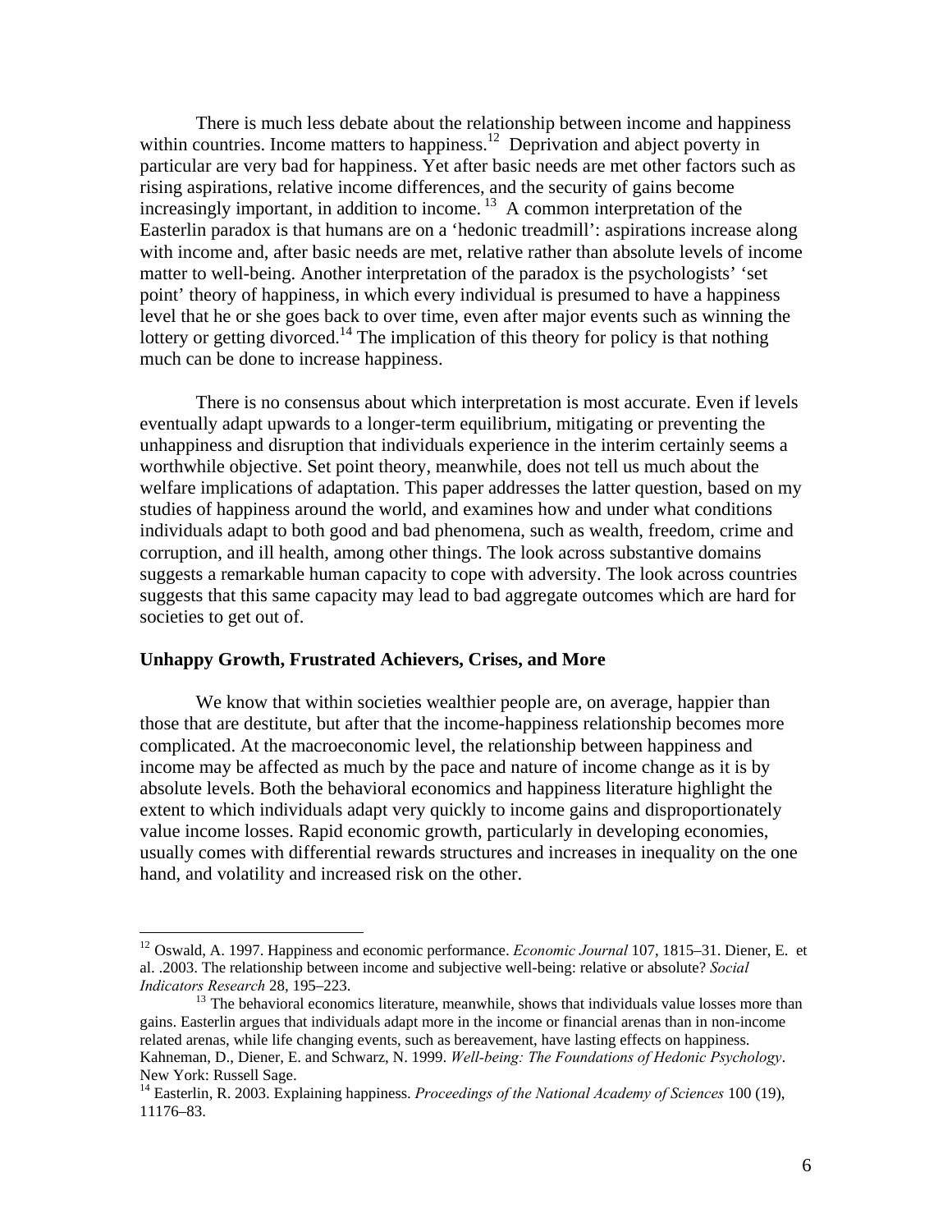There is much less debate about the relationship between income and happiness within countries. Income matters to happiness.[12] Deprivation and abject poverty in particular are very bad for happiness. Yet after basic needs are met other factors such as rising aspirations, relative income differences, and the security of gains become increasingly important, in addition to income.[13] A common interpretation of the Easterlin paradox is that humans are on a 'hedonic treadmill': aspirations increase along with income and, after basic needs are met, relative rather than absolute levels of income matter to well-being. Another interpretation of the paradox is the psychologists' 'set point' theory of happiness, in which every individual is presumed to have a happiness level that he or she goes back to over time, even after major events such as winning the lottery or getting divorced.[14] The implication of this theory for policy is that nothing much can be done to increase happiness.

There is no consensus about which interpretation is most accurate. Even if levels eventually adapt upwards to a longer-term equilibrium, mitigating or preventing the unhappiness and disruption that individuals experience in the interim certainly seems a worthwhile objective. Set point theory, meanwhile, does not tell us much about the welfare implications of adaptation. This paper addresses the latter question, based on my studies of happiness around the world, and examines how and under what conditions individuals adapt to both good and bad phenomena, such as wealth, freedom, crime and corruption, and ill health, among other things. The look across substantive domains suggests a remarkable human capacity to cope with adversity. The look across countries suggests that this same capacity may lead to bad aggregate outcomes which are hard for societies to get out of.

**Unhappy Growth, Frustrated Achievers, Crises, and More**

We know that within societies wealthier people are, on average, happier than those that are destitute, but after that the income-happiness relationship becomes more complicated. At the macroeconomic level, the relationship between happiness and income may be affected as much by the pace and nature of income change as it is by absolute levels. Both the behavioral economics and happiness literature highlight the extent to which individuals adapt very quickly to income gains and disproportionately value income losses. Rapid economic growth, particularly in developing economies, usually comes with differential rewards structures and increases in inequality on the one hand, and volatility and increased risk on the other.

---

[12] Oswald, A. 1997. Happiness and economic performance. *Economic Journal* 107, 1815–31. Diener, E. et al. .2003. The relationship between income and subjective well-being: relative or absolute? *Social Indicators Research* 28, 195–223.

[13] The behavioral economics literature, meanwhile, shows that individuals value losses more than gains. Easterlin argues that individuals adapt more in the income or financial arenas than in non-income related arenas, while life changing events, such as bereavement, have lasting effects on happiness. Kahneman, D., Diener, E. and Schwarz, N. 1999. *Well-being: The Foundations of Hedonic Psychology*. New York: Russell Sage.

[14] Easterlin, R. 2003. Explaining happiness. *Proceedings of the National Academy of Sciences* 100 (19), 11176–83.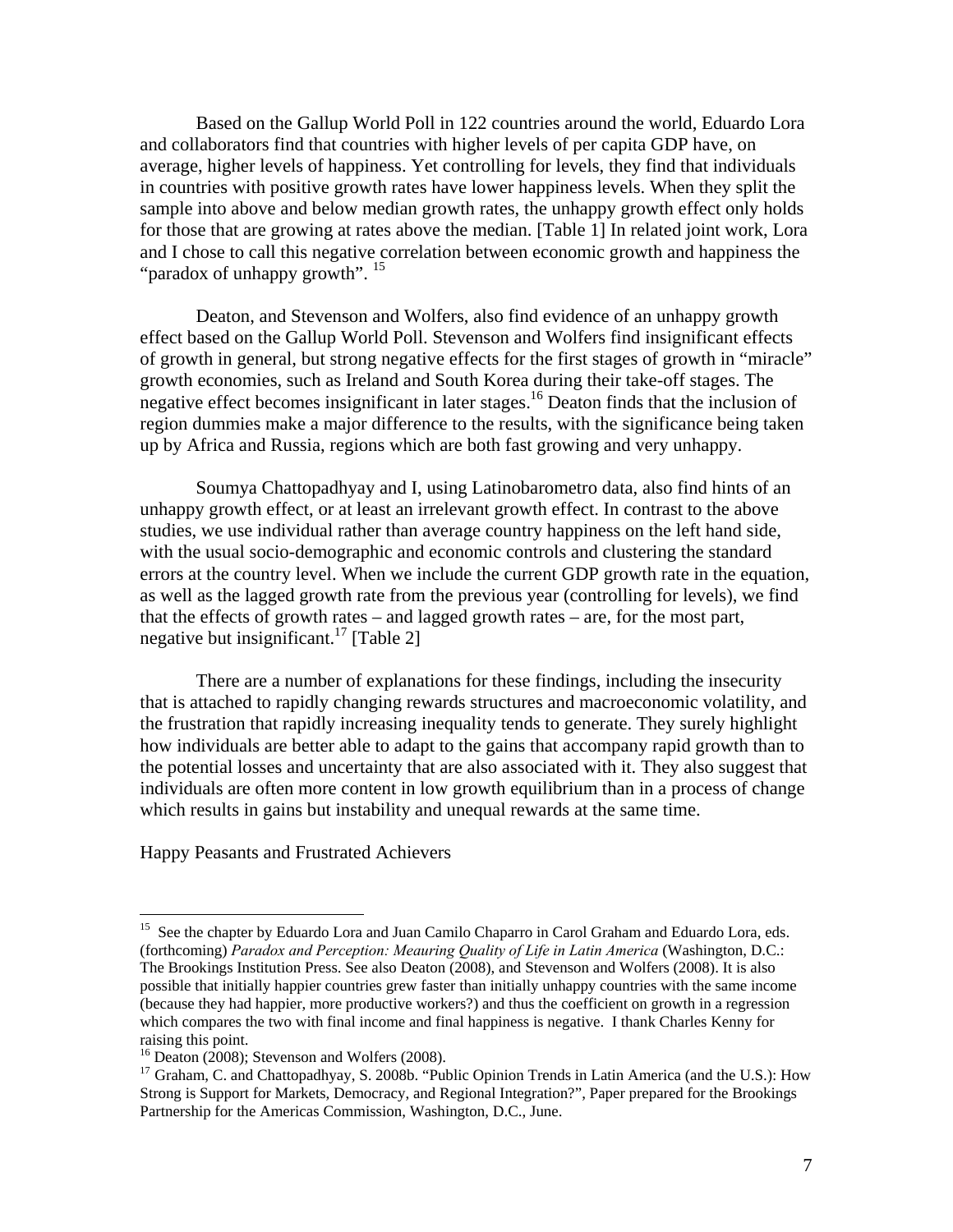Based on the Gallup World Poll in 122 countries around the world, Eduardo Lora and collaborators find that countries with higher levels of per capita GDP have, on average, higher levels of happiness. Yet controlling for levels, they find that individuals in countries with positive growth rates have lower happiness levels. When they split the sample into above and below median growth rates, the unhappy growth effect only holds for those that are growing at rates above the median. [Table 1] In related joint work, Lora and I chose to call this negative correlation between economic growth and happiness the "paradox of unhappy growth". [15]

Deaton, and Stevenson and Wolfers, also find evidence of an unhappy growth effect based on the Gallup World Poll. Stevenson and Wolfers find insignificant effects of growth in general, but strong negative effects for the first stages of growth in "miracle" growth economies, such as Ireland and South Korea during their take-off stages. The negative effect becomes insignificant in later stages.[16] Deaton finds that the inclusion of region dummies make a major difference to the results, with the significance being taken up by Africa and Russia, regions which are both fast growing and very unhappy.

Soumya Chattopadhyay and I, using Latinobarometro data, also find hints of an unhappy growth effect, or at least an irrelevant growth effect. In contrast to the above studies, we use individual rather than average country happiness on the left hand side, with the usual socio-demographic and economic controls and clustering the standard errors at the country level. When we include the current GDP growth rate in the equation, as well as the lagged growth rate from the previous year (controlling for levels), we find that the effects of growth rates – and lagged growth rates – are, for the most part, negative but insignificant.[17] [Table 2]

There are a number of explanations for these findings, including the insecurity that is attached to rapidly changing rewards structures and macroeconomic volatility, and the frustration that rapidly increasing inequality tends to generate. They surely highlight how individuals are better able to adapt to the gains that accompany rapid growth than to the potential losses and uncertainty that are also associated with it. They also suggest that individuals are often more content in low growth equilibrium than in a process of change which results in gains but instability and unequal rewards at the same time.

## Happy Peasants and Frustrated Achievers

---

[15] See the chapter by Eduardo Lora and Juan Camilo Chaparro in Carol Graham and Eduardo Lora, eds. (forthcoming) *Paradox and Perception: Meauring Quality of Life in Latin America* (Washington, D.C.: The Brookings Institution Press. See also Deaton (2008), and Stevenson and Wolfers (2008). It is also possible that initially happier countries grew faster than initially unhappy countries with the same income (because they had happier, more productive workers?) and thus the coefficient on growth in a regression which compares the two with final income and final happiness is negative. I thank Charles Kenny for raising this point.

[16] Deaton (2008); Stevenson and Wolfers (2008).

[17] Graham, C. and Chattopadhyay, S. 2008b. "Public Opinion Trends in Latin America (and the U.S.): How Strong is Support for Markets, Democracy, and Regional Integration?", Paper prepared for the Brookings Partnership for the Americas Commission, Washington, D.C., June.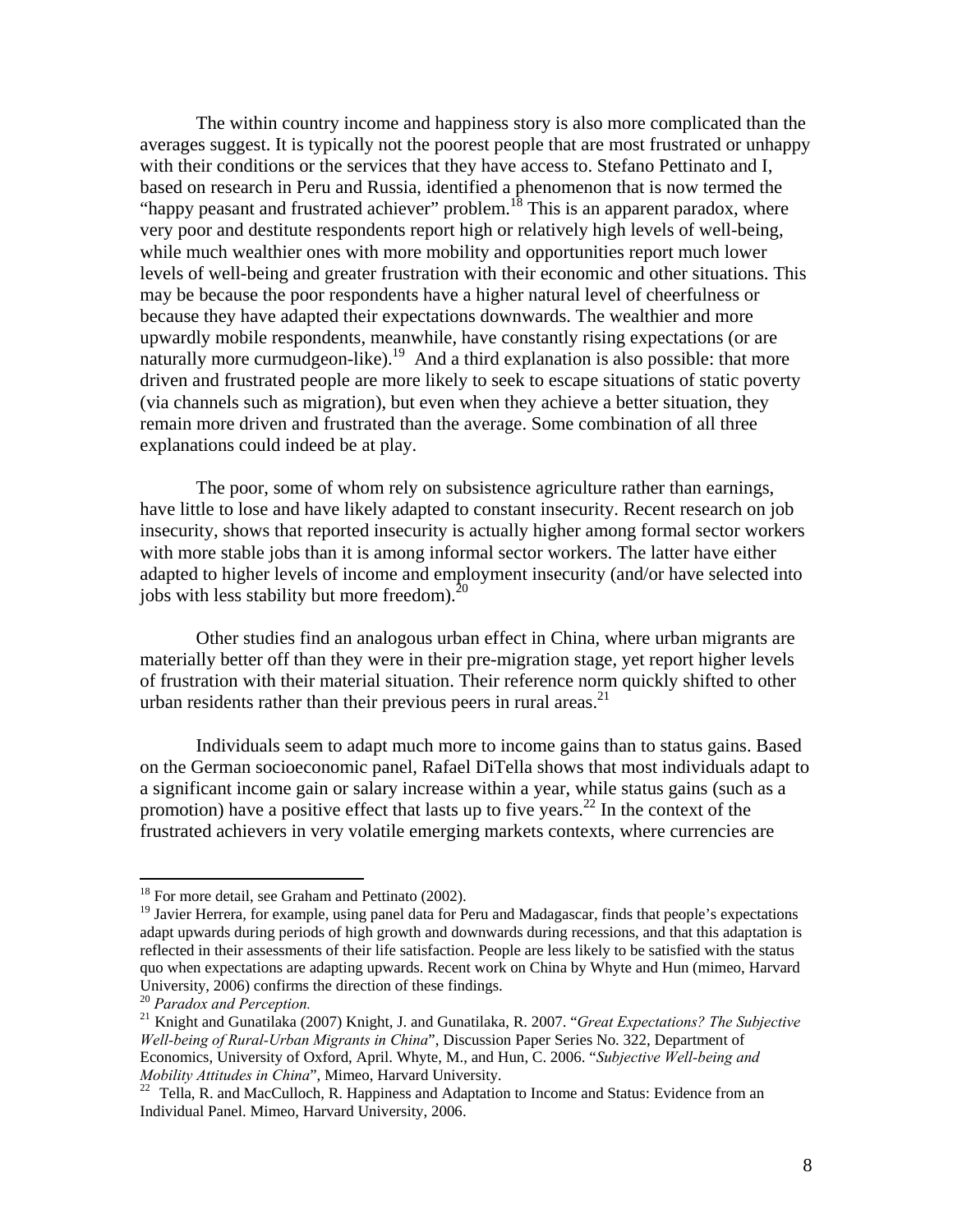The within country income and happiness story is also more complicated than the averages suggest. It is typically not the poorest people that are most frustrated or unhappy with their conditions or the services that they have access to. Stefano Pettinato and I, based on research in Peru and Russia, identified a phenomenon that is now termed the "happy peasant and frustrated achiever" problem.[18] This is an apparent paradox, where very poor and destitute respondents report high or relatively high levels of well-being, while much wealthier ones with more mobility and opportunities report much lower levels of well-being and greater frustration with their economic and other situations. This may be because the poor respondents have a higher natural level of cheerfulness or because they have adapted their expectations downwards. The wealthier and more upwardly mobile respondents, meanwhile, have constantly rising expectations (or are naturally more curmudgeon-like).[19] And a third explanation is also possible: that more driven and frustrated people are more likely to seek to escape situations of static poverty (via channels such as migration), but even when they achieve a better situation, they remain more driven and frustrated than the average. Some combination of all three explanations could indeed be at play.

The poor, some of whom rely on subsistence agriculture rather than earnings, have little to lose and have likely adapted to constant insecurity. Recent research on job insecurity, shows that reported insecurity is actually higher among formal sector workers with more stable jobs than it is among informal sector workers. The latter have either adapted to higher levels of income and employment insecurity (and/or have selected into jobs with less stability but more freedom).[20]

Other studies find an analogous urban effect in China, where urban migrants are materially better off than they were in their pre-migration stage, yet report higher levels of frustration with their material situation. Their reference norm quickly shifted to other urban residents rather than their previous peers in rural areas.[21]

Individuals seem to adapt much more to income gains than to status gains. Based on the German socioeconomic panel, Rafael DiTella shows that most individuals adapt to a significant income gain or salary increase within a year, while status gains (such as a promotion) have a positive effect that lasts up to five years.[22] In the context of the frustrated achievers in very volatile emerging markets contexts, where currencies are

---

[18] For more detail, see Graham and Pettinato (2002).

[19] Javier Herrera, for example, using panel data for Peru and Madagascar, finds that people's expectations adapt upwards during periods of high growth and downwards during recessions, and that this adaptation is reflected in their assessments of their life satisfaction. People are less likely to be satisfied with the status quo when expectations are adapting upwards. Recent work on China by Whyte and Hun (mimeo, Harvard University, 2006) confirms the direction of these findings.

[20] *Paradox and Perception.*

[21] Knight and Gunatilaka (2007) Knight, J. and Gunatilaka, R. 2007. "*Great Expectations? The Subjective Well-being of Rural-Urban Migrants in China*", Discussion Paper Series No. 322, Department of Economics, University of Oxford, April. Whyte, M., and Hun, C. 2006. "*Subjective Well-being and Mobility Attitudes in China*", Mimeo, Harvard University.

[22] Tella, R. and MacCulloch, R. Happiness and Adaptation to Income and Status: Evidence from an Individual Panel. Mimeo, Harvard University, 2006.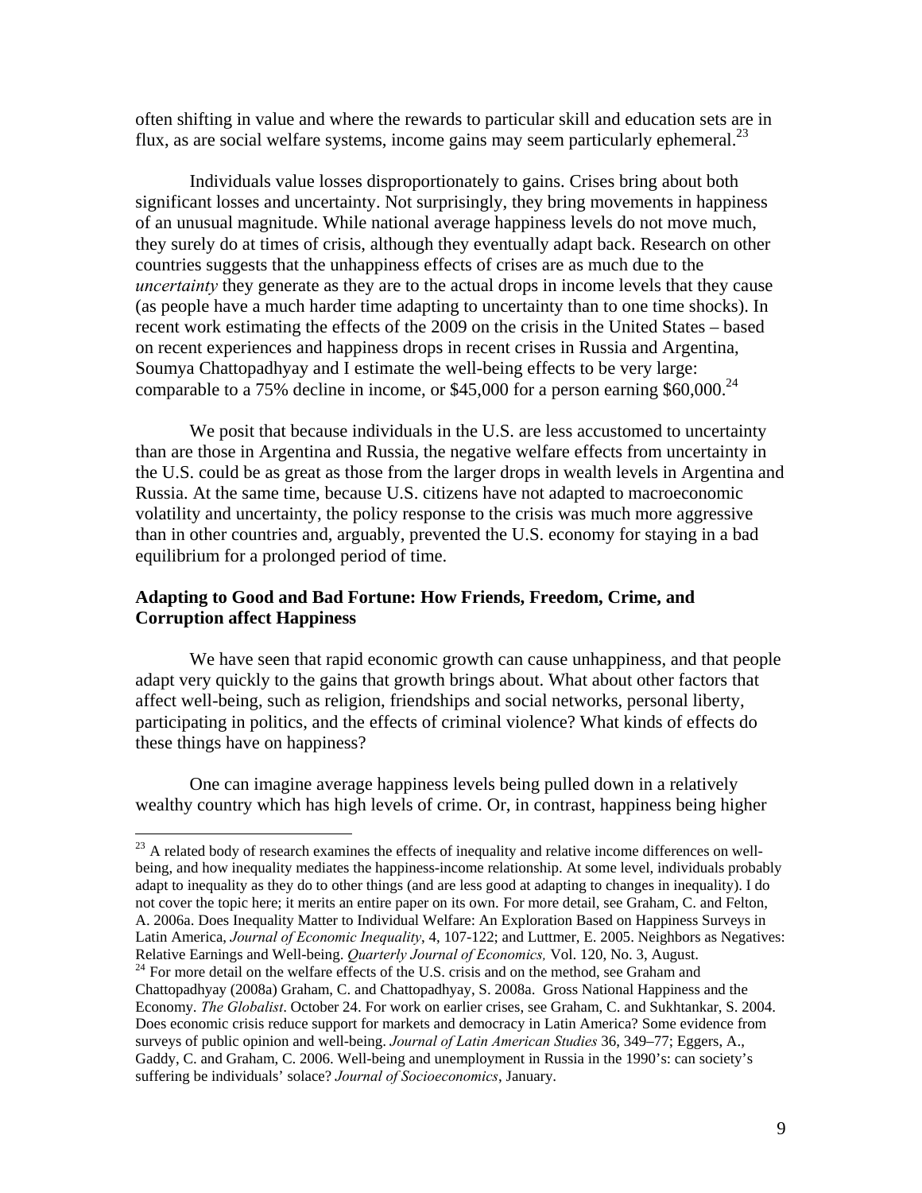often shifting in value and where the rewards to particular skill and education sets are in flux, as are social welfare systems, income gains may seem particularly ephemeral.[23]

Individuals value losses disproportionately to gains. Crises bring about both significant losses and uncertainty. Not surprisingly, they bring movements in happiness of an unusual magnitude. While national average happiness levels do not move much, they surely do at times of crisis, although they eventually adapt back. Research on other countries suggests that the unhappiness effects of crises are as much due to the *uncertainty* they generate as they are to the actual drops in income levels that they cause (as people have a much harder time adapting to uncertainty than to one time shocks). In recent work estimating the effects of the 2009 on the crisis in the United States – based on recent experiences and happiness drops in recent crises in Russia and Argentina, Soumya Chattopadhyay and I estimate the well-being effects to be very large: comparable to a 75% decline in income, or $45,000 for a person earning $60,000.[24]

We posit that because individuals in the U.S. are less accustomed to uncertainty than are those in Argentina and Russia, the negative welfare effects from uncertainty in the U.S. could be as great as those from the larger drops in wealth levels in Argentina and Russia. At the same time, because U.S. citizens have not adapted to macroeconomic volatility and uncertainty, the policy response to the crisis was much more aggressive than in other countries and, arguably, prevented the U.S. economy for staying in a bad equilibrium for a prolonged period of time.

## Adapting to Good and Bad Fortune: How Friends, Freedom, Crime, and Corruption affect Happiness

We have seen that rapid economic growth can cause unhappiness, and that people adapt very quickly to the gains that growth brings about. What about other factors that affect well-being, such as religion, friendships and social networks, personal liberty, participating in politics, and the effects of criminal violence? What kinds of effects do these things have on happiness?

One can imagine average happiness levels being pulled down in a relatively wealthy country which has high levels of crime. Or, in contrast, happiness being higher

---

[23] A related body of research examines the effects of inequality and relative income differences on well-being, and how inequality mediates the happiness-income relationship. At some level, individuals probably adapt to inequality as they do to other things (and are less good at adapting to changes in inequality). I do not cover the topic here; it merits an entire paper on its own. For more detail, see Graham, C. and Felton, A. 2006a. Does Inequality Matter to Individual Welfare: An Exploration Based on Happiness Surveys in Latin America, *Journal of Economic Inequality*, 4, 107-122; and Luttmer, E. 2005. Neighbors as Negatives: Relative Earnings and Well-being. *Quarterly Journal of Economics,* Vol. 120, No. 3, August.

[24] For more detail on the welfare effects of the U.S. crisis and on the method, see Graham and Chattopadhyay (2008a) Graham, C. and Chattopadhyay, S. 2008a. Gross National Happiness and the Economy. *The Globalist*. October 24. For work on earlier crises, see Graham, C. and Sukhtankar, S. 2004. Does economic crisis reduce support for markets and democracy in Latin America? Some evidence from surveys of public opinion and well-being. *Journal of Latin American Studies* 36, 349–77; Eggers, A., Gaddy, C. and Graham, C. 2006. Well-being and unemployment in Russia in the 1990's: can society's suffering be individuals' solace? *Journal of Socioeconomics*, January.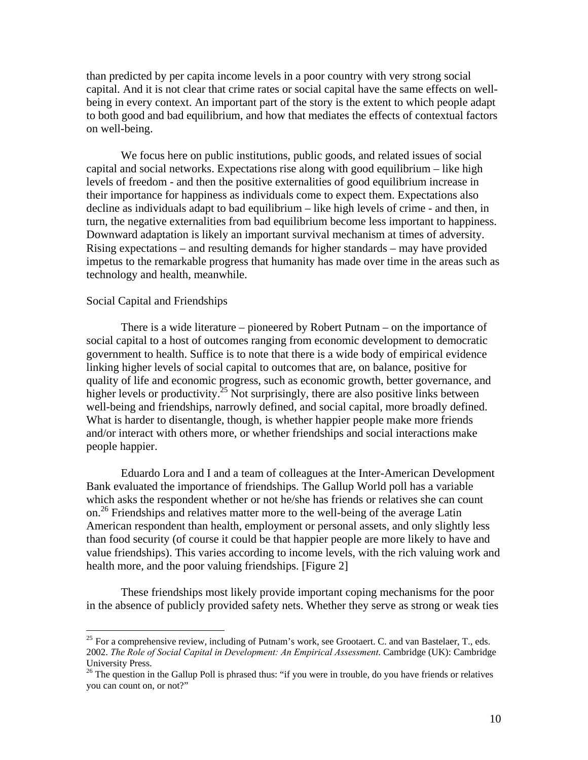than predicted by per capita income levels in a poor country with very strong social capital. And it is not clear that crime rates or social capital have the same effects on well-being in every context. An important part of the story is the extent to which people adapt to both good and bad equilibrium, and how that mediates the effects of contextual factors on well-being.

We focus here on public institutions, public goods, and related issues of social capital and social networks. Expectations rise along with good equilibrium – like high levels of freedom - and then the positive externalities of good equilibrium increase in their importance for happiness as individuals come to expect them. Expectations also decline as individuals adapt to bad equilibrium – like high levels of crime - and then, in turn, the negative externalities from bad equilibrium become less important to happiness. Downward adaptation is likely an important survival mechanism at times of adversity. Rising expectations – and resulting demands for higher standards – may have provided impetus to the remarkable progress that humanity has made over time in the areas such as technology and health, meanwhile.

Social Capital and Friendships

There is a wide literature – pioneered by Robert Putnam – on the importance of social capital to a host of outcomes ranging from economic development to democratic government to health. Suffice is to note that there is a wide body of empirical evidence linking higher levels of social capital to outcomes that are, on balance, positive for quality of life and economic progress, such as economic growth, better governance, and higher levels or productivity.[25] Not surprisingly, there are also positive links between well-being and friendships, narrowly defined, and social capital, more broadly defined. What is harder to disentangle, though, is whether happier people make more friends and/or interact with others more, or whether friendships and social interactions make people happier.

Eduardo Lora and I and a team of colleagues at the Inter-American Development Bank evaluated the importance of friendships. The Gallup World poll has a variable which asks the respondent whether or not he/she has friends or relatives she can count on.[26] Friendships and relatives matter more to the well-being of the average Latin American respondent than health, employment or personal assets, and only slightly less than food security (of course it could be that happier people are more likely to have and value friendships). This varies according to income levels, with the rich valuing work and health more, and the poor valuing friendships. [Figure 2]

These friendships most likely provide important coping mechanisms for the poor in the absence of publicly provided safety nets. Whether they serve as strong or weak ties

---

[25] For a comprehensive review, including of Putnam's work, see Grootaert. C. and van Bastelaer, T., eds. 2002. *The Role of Social Capital in Development: An Empirical Assessment.* Cambridge (UK): Cambridge University Press.

[26] The question in the Gallup Poll is phrased thus: "if you were in trouble, do you have friends or relatives you can count on, or not?"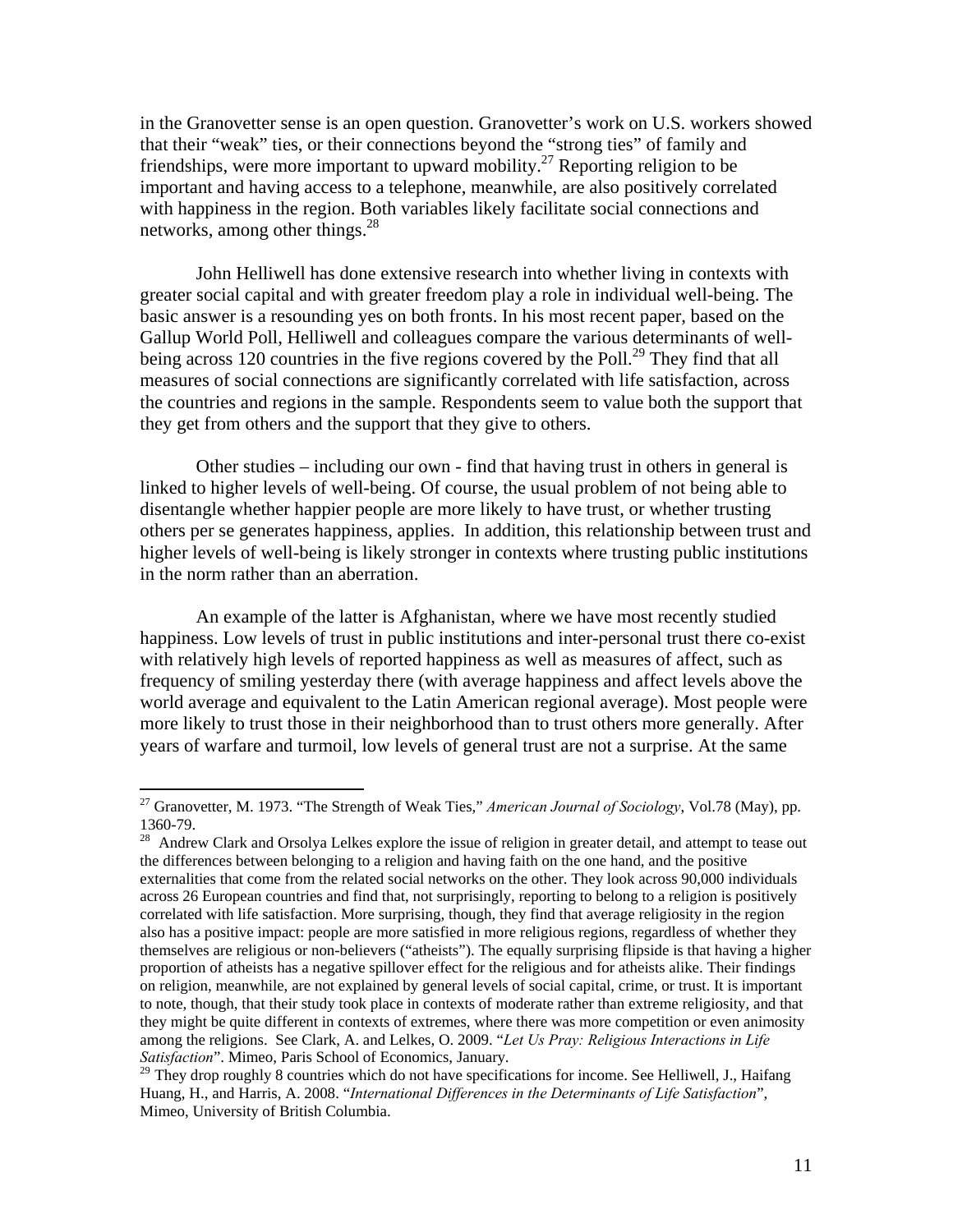in the Granovetter sense is an open question. Granovetter's work on U.S. workers showed that their "weak" ties, or their connections beyond the "strong ties" of family and friendships, were more important to upward mobility.[27] Reporting religion to be important and having access to a telephone, meanwhile, are also positively correlated with happiness in the region. Both variables likely facilitate social connections and networks, among other things.[28]

John Helliwell has done extensive research into whether living in contexts with greater social capital and with greater freedom play a role in individual well-being. The basic answer is a resounding yes on both fronts. In his most recent paper, based on the Gallup World Poll, Helliwell and colleagues compare the various determinants of well-being across 120 countries in the five regions covered by the Poll.[29] They find that all measures of social connections are significantly correlated with life satisfaction, across the countries and regions in the sample. Respondents seem to value both the support that they get from others and the support that they give to others.

Other studies – including our own - find that having trust in others in general is linked to higher levels of well-being. Of course, the usual problem of not being able to disentangle whether happier people are more likely to have trust, or whether trusting others per se generates happiness, applies. In addition, this relationship between trust and higher levels of well-being is likely stronger in contexts where trusting public institutions in the norm rather than an aberration.

An example of the latter is Afghanistan, where we have most recently studied happiness. Low levels of trust in public institutions and inter-personal trust there co-exist with relatively high levels of reported happiness as well as measures of affect, such as frequency of smiling yesterday there (with average happiness and affect levels above the world average and equivalent to the Latin American regional average). Most people were more likely to trust those in their neighborhood than to trust others more generally. After years of warfare and turmoil, low levels of general trust are not a surprise. At the same

---

[27] Granovetter, M. 1973. "The Strength of Weak Ties," *American Journal of Sociology*, Vol.78 (May), pp. 1360-79.

[28] Andrew Clark and Orsolya Lelkes explore the issue of religion in greater detail, and attempt to tease out the differences between belonging to a religion and having faith on the one hand, and the positive externalities that come from the related social networks on the other. They look across 90,000 individuals across 26 European countries and find that, not surprisingly, reporting to belong to a religion is positively correlated with life satisfaction. More surprising, though, they find that average religiosity in the region also has a positive impact: people are more satisfied in more religious regions, regardless of whether they themselves are religious or non-believers ("atheists"). The equally surprising flipside is that having a higher proportion of atheists has a negative spillover effect for the religious and for atheists alike. Their findings on religion, meanwhile, are not explained by general levels of social capital, crime, or trust. It is important to note, though, that their study took place in contexts of moderate rather than extreme religiosity, and that they might be quite different in contexts of extremes, where there was more competition or even animosity among the religions. See Clark, A. and Lelkes, O. 2009. "*Let Us Pray: Religious Interactions in Life Satisfaction*". Mimeo, Paris School of Economics, January.

[29] They drop roughly 8 countries which do not have specifications for income. See Helliwell, J., Haifang Huang, H., and Harris, A. 2008. "*International Differences in the Determinants of Life Satisfaction*", Mimeo, University of British Columbia.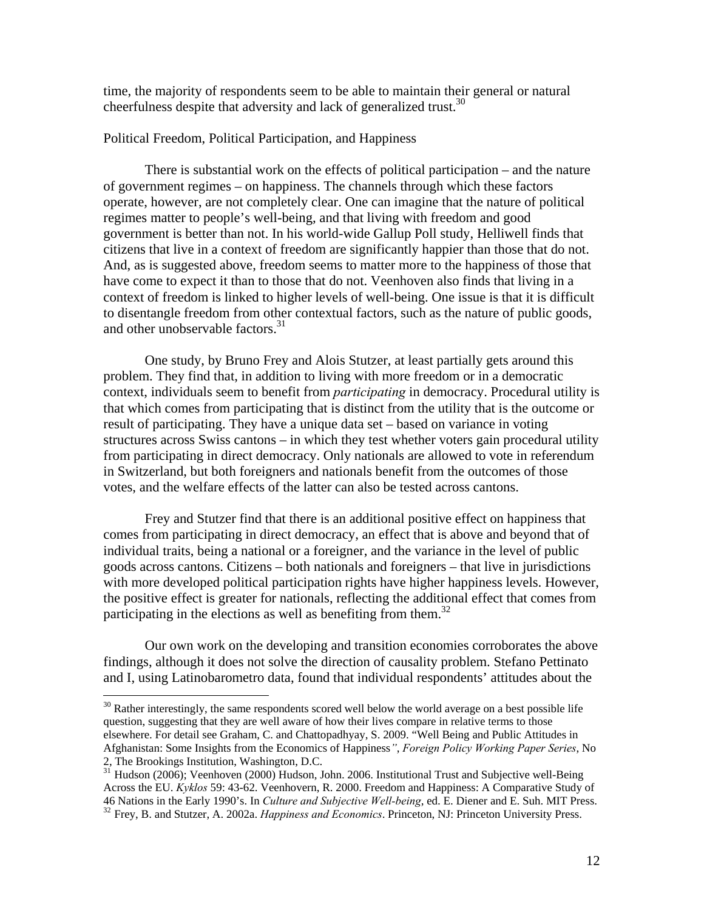time, the majority of respondents seem to be able to maintain their general or natural cheerfulness despite that adversity and lack of generalized trust.[30]

Political Freedom, Political Participation, and Happiness

There is substantial work on the effects of political participation – and the nature of government regimes – on happiness. The channels through which these factors operate, however, are not completely clear. One can imagine that the nature of political regimes matter to people's well-being, and that living with freedom and good government is better than not. In his world-wide Gallup Poll study, Helliwell finds that citizens that live in a context of freedom are significantly happier than those that do not. And, as is suggested above, freedom seems to matter more to the happiness of those that have come to expect it than to those that do not. Veenhoven also finds that living in a context of freedom is linked to higher levels of well-being. One issue is that it is difficult to disentangle freedom from other contextual factors, such as the nature of public goods, and other unobservable factors.[31]

One study, by Bruno Frey and Alois Stutzer, at least partially gets around this problem. They find that, in addition to living with more freedom or in a democratic context, individuals seem to benefit from *participating* in democracy. Procedural utility is that which comes from participating that is distinct from the utility that is the outcome or result of participating. They have a unique data set – based on variance in voting structures across Swiss cantons – in which they test whether voters gain procedural utility from participating in direct democracy. Only nationals are allowed to vote in referendum in Switzerland, but both foreigners and nationals benefit from the outcomes of those votes, and the welfare effects of the latter can also be tested across cantons.

Frey and Stutzer find that there is an additional positive effect on happiness that comes from participating in direct democracy, an effect that is above and beyond that of individual traits, being a national or a foreigner, and the variance in the level of public goods across cantons. Citizens – both nationals and foreigners – that live in jurisdictions with more developed political participation rights have higher happiness levels. However, the positive effect is greater for nationals, reflecting the additional effect that comes from participating in the elections as well as benefiting from them.[32]

Our own work on the developing and transition economies corroborates the above findings, although it does not solve the direction of causality problem. Stefano Pettinato and I, using Latinobarometro data, found that individual respondents' attitudes about the

---

[30] Rather interestingly, the same respondents scored well below the world average on a best possible life question, suggesting that they are well aware of how their lives compare in relative terms to those elsewhere. For detail see Graham, C. and Chattopadhyay, S. 2009. "Well Being and Public Attitudes in Afghanistan: Some Insights from the Economics of Happiness", *Foreign Policy Working Paper Series*, No 2, The Brookings Institution, Washington, D.C.

[31] Hudson (2006); Veenhoven (2000) Hudson, John. 2006. Institutional Trust and Subjective well-Being Across the EU. *Kyklos* 59: 43-62. Veenhovern, R. 2000. Freedom and Happiness: A Comparative Study of 46 Nations in the Early 1990's. In *Culture and Subjective Well-being*, ed. E. Diener and E. Suh. MIT Press.

[32] Frey, B. and Stutzer, A. 2002a. *Happiness and Economics*. Princeton, NJ: Princeton University Press.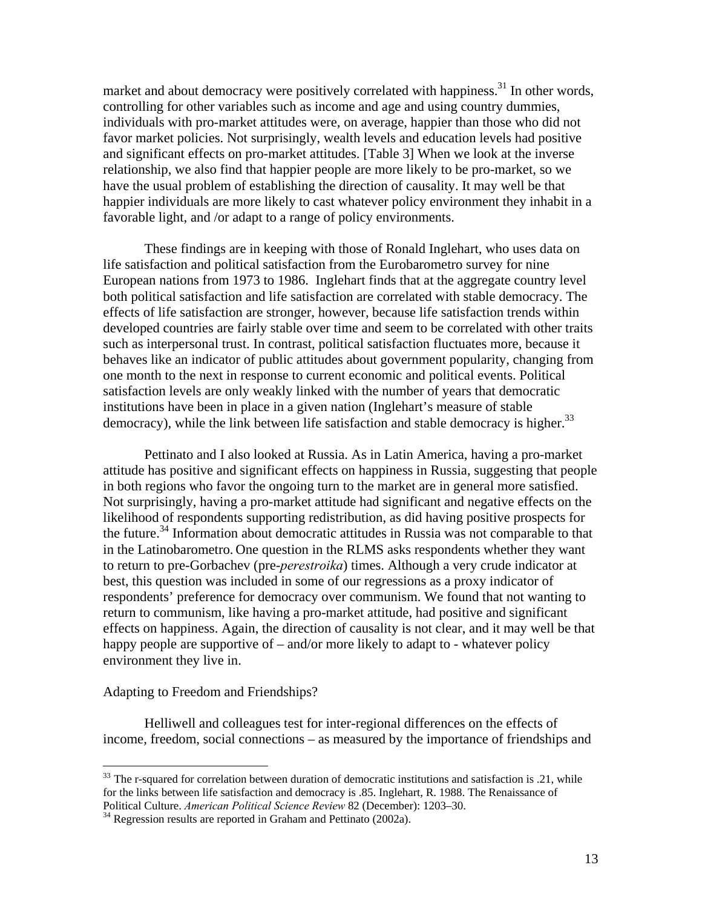market and about democracy were positively correlated with happiness.[31] In other words, controlling for other variables such as income and age and using country dummies, individuals with pro-market attitudes were, on average, happier than those who did not favor market policies. Not surprisingly, wealth levels and education levels had positive and significant effects on pro-market attitudes. [Table 3] When we look at the inverse relationship, we also find that happier people are more likely to be pro-market, so we have the usual problem of establishing the direction of causality. It may well be that happier individuals are more likely to cast whatever policy environment they inhabit in a favorable light, and /or adapt to a range of policy environments.

These findings are in keeping with those of Ronald Inglehart, who uses data on life satisfaction and political satisfaction from the Eurobarometro survey for nine European nations from 1973 to 1986. Inglehart finds that at the aggregate country level both political satisfaction and life satisfaction are correlated with stable democracy. The effects of life satisfaction are stronger, however, because life satisfaction trends within developed countries are fairly stable over time and seem to be correlated with other traits such as interpersonal trust. In contrast, political satisfaction fluctuates more, because it behaves like an indicator of public attitudes about government popularity, changing from one month to the next in response to current economic and political events. Political satisfaction levels are only weakly linked with the number of years that democratic institutions have been in place in a given nation (Inglehart's measure of stable democracy), while the link between life satisfaction and stable democracy is higher.[33]

Pettinato and I also looked at Russia. As in Latin America, having a pro-market attitude has positive and significant effects on happiness in Russia, suggesting that people in both regions who favor the ongoing turn to the market are in general more satisfied. Not surprisingly, having a pro-market attitude had significant and negative effects on the likelihood of respondents supporting redistribution, as did having positive prospects for the future.[34] Information about democratic attitudes in Russia was not comparable to that in the Latinobarometro. One question in the RLMS asks respondents whether they want to return to pre-Gorbachev (pre-*perestroika*) times. Although a very crude indicator at best, this question was included in some of our regressions as a proxy indicator of respondents' preference for democracy over communism. We found that not wanting to return to communism, like having a pro-market attitude, had positive and significant effects on happiness. Again, the direction of causality is not clear, and it may well be that happy people are supportive of – and/or more likely to adapt to - whatever policy environment they live in.

Adapting to Freedom and Friendships?

Helliwell and colleagues test for inter-regional differences on the effects of income, freedom, social connections – as measured by the importance of friendships and

---

[33] The r-squared for correlation between duration of democratic institutions and satisfaction is .21, while for the links between life satisfaction and democracy is .85. Inglehart, R. 1988. The Renaissance of Political Culture. *American Political Science Review* 82 (December): 1203–30.

[34] Regression results are reported in Graham and Pettinato (2002a).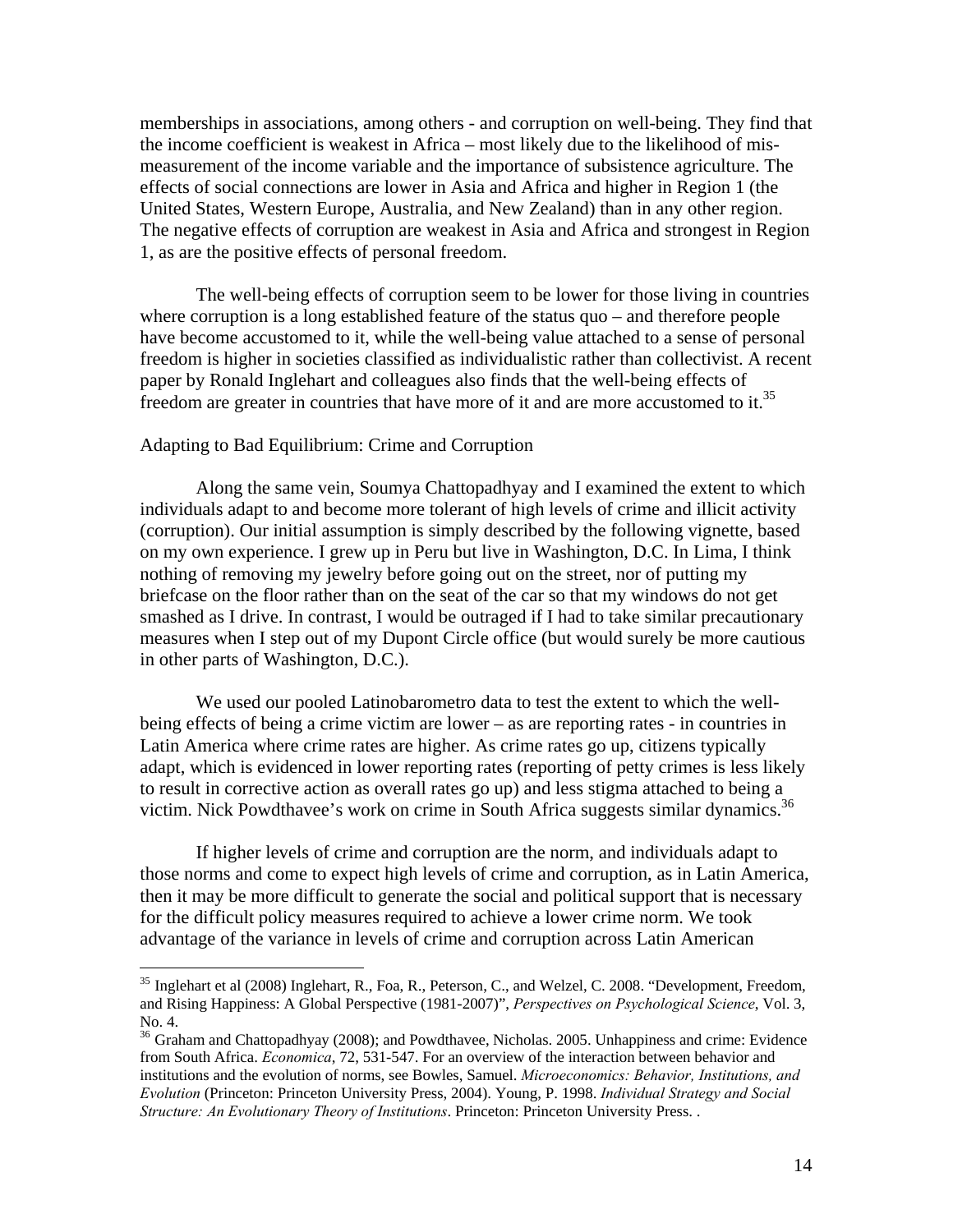memberships in associations, among others - and corruption on well-being. They find that the income coefficient is weakest in Africa – most likely due to the likelihood of mis-measurement of the income variable and the importance of subsistence agriculture. The effects of social connections are lower in Asia and Africa and higher in Region 1 (the United States, Western Europe, Australia, and New Zealand) than in any other region. The negative effects of corruption are weakest in Asia and Africa and strongest in Region 1, as are the positive effects of personal freedom.

The well-being effects of corruption seem to be lower for those living in countries where corruption is a long established feature of the status quo – and therefore people have become accustomed to it, while the well-being value attached to a sense of personal freedom is higher in societies classified as individualistic rather than collectivist. A recent paper by Ronald Inglehart and colleagues also finds that the well-being effects of freedom are greater in countries that have more of it and are more accustomed to it.[35]

Adapting to Bad Equilibrium: Crime and Corruption

Along the same vein, Soumya Chattopadhyay and I examined the extent to which individuals adapt to and become more tolerant of high levels of crime and illicit activity (corruption). Our initial assumption is simply described by the following vignette, based on my own experience. I grew up in Peru but live in Washington, D.C. In Lima, I think nothing of removing my jewelry before going out on the street, nor of putting my briefcase on the floor rather than on the seat of the car so that my windows do not get smashed as I drive. In contrast, I would be outraged if I had to take similar precautionary measures when I step out of my Dupont Circle office (but would surely be more cautious in other parts of Washington, D.C.).

We used our pooled Latinobarometro data to test the extent to which the well-being effects of being a crime victim are lower – as are reporting rates - in countries in Latin America where crime rates are higher. As crime rates go up, citizens typically adapt, which is evidenced in lower reporting rates (reporting of petty crimes is less likely to result in corrective action as overall rates go up) and less stigma attached to being a victim. Nick Powdthavee's work on crime in South Africa suggests similar dynamics.[36]

If higher levels of crime and corruption are the norm, and individuals adapt to those norms and come to expect high levels of crime and corruption, as in Latin America, then it may be more difficult to generate the social and political support that is necessary for the difficult policy measures required to achieve a lower crime norm. We took advantage of the variance in levels of crime and corruption across Latin American

---

[35] Inglehart et al (2008) Inglehart, R., Foa, R., Peterson, C., and Welzel, C. 2008. "Development, Freedom, and Rising Happiness: A Global Perspective (1981-2007)", *Perspectives on Psychological Science*, Vol. 3, No. 4.

[36] Graham and Chattopadhyay (2008); and Powdthavee, Nicholas. 2005. Unhappiness and crime: Evidence from South Africa. *Economica*, 72, 531-547. For an overview of the interaction between behavior and institutions and the evolution of norms, see Bowles, Samuel. *Microeconomics: Behavior, Institutions, and Evolution* (Princeton: Princeton University Press, 2004). Young, P. 1998. *Individual Strategy and Social Structure: An Evolutionary Theory of Institutions*. Princeton: Princeton University Press. .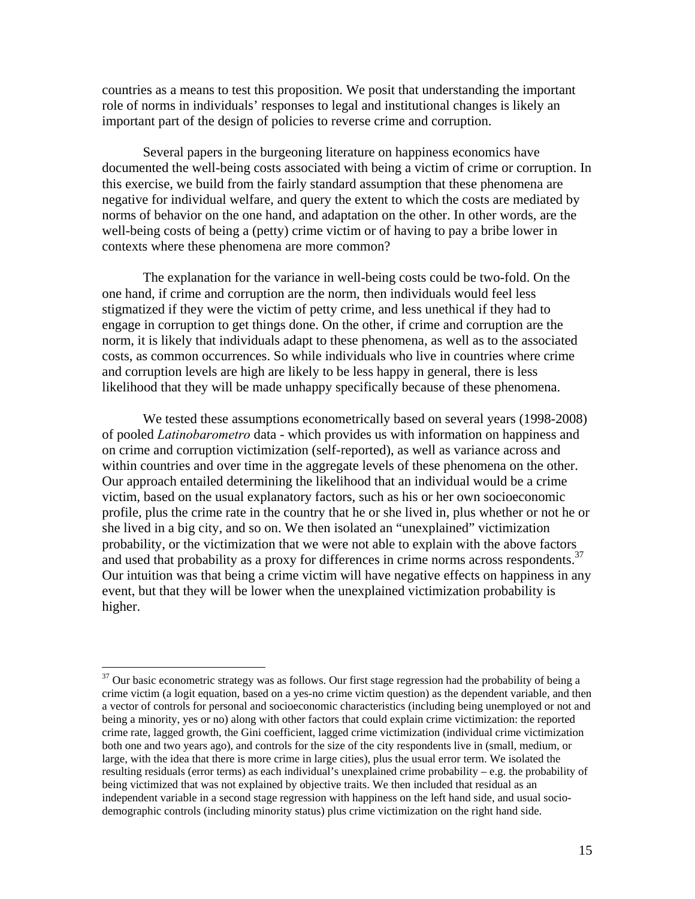countries as a means to test this proposition. We posit that understanding the important role of norms in individuals' responses to legal and institutional changes is likely an important part of the design of policies to reverse crime and corruption.

Several papers in the burgeoning literature on happiness economics have documented the well-being costs associated with being a victim of crime or corruption. In this exercise, we build from the fairly standard assumption that these phenomena are negative for individual welfare, and query the extent to which the costs are mediated by norms of behavior on the one hand, and adaptation on the other. In other words, are the well-being costs of being a (petty) crime victim or of having to pay a bribe lower in contexts where these phenomena are more common?

The explanation for the variance in well-being costs could be two-fold. On the one hand, if crime and corruption are the norm, then individuals would feel less stigmatized if they were the victim of petty crime, and less unethical if they had to engage in corruption to get things done. On the other, if crime and corruption are the norm, it is likely that individuals adapt to these phenomena, as well as to the associated costs, as common occurrences. So while individuals who live in countries where crime and corruption levels are high are likely to be less happy in general, there is less likelihood that they will be made unhappy specifically because of these phenomena.

We tested these assumptions econometrically based on several years (1998-2008) of pooled *Latinobarometro* data - which provides us with information on happiness and on crime and corruption victimization (self-reported), as well as variance across and within countries and over time in the aggregate levels of these phenomena on the other. Our approach entailed determining the likelihood that an individual would be a crime victim, based on the usual explanatory factors, such as his or her own socioeconomic profile, plus the crime rate in the country that he or she lived in, plus whether or not he or she lived in a big city, and so on. We then isolated an "unexplained" victimization probability, or the victimization that we were not able to explain with the above factors and used that probability as a proxy for differences in crime norms across respondents.[37] Our intuition was that being a crime victim will have negative effects on happiness in any event, but that they will be lower when the unexplained victimization probability is higher.

---

[37] Our basic econometric strategy was as follows. Our first stage regression had the probability of being a crime victim (a logit equation, based on a yes-no crime victim question) as the dependent variable, and then a vector of controls for personal and socioeconomic characteristics (including being unemployed or not and being a minority, yes or no) along with other factors that could explain crime victimization: the reported crime rate, lagged growth, the Gini coefficient, lagged crime victimization (individual crime victimization both one and two years ago), and controls for the size of the city respondents live in (small, medium, or large, with the idea that there is more crime in large cities), plus the usual error term. We isolated the resulting residuals (error terms) as each individual's unexplained crime probability – e.g. the probability of being victimized that was not explained by objective traits. We then included that residual as an independent variable in a second stage regression with happiness on the left hand side, and usual socio-demographic controls (including minority status) plus crime victimization on the right hand side.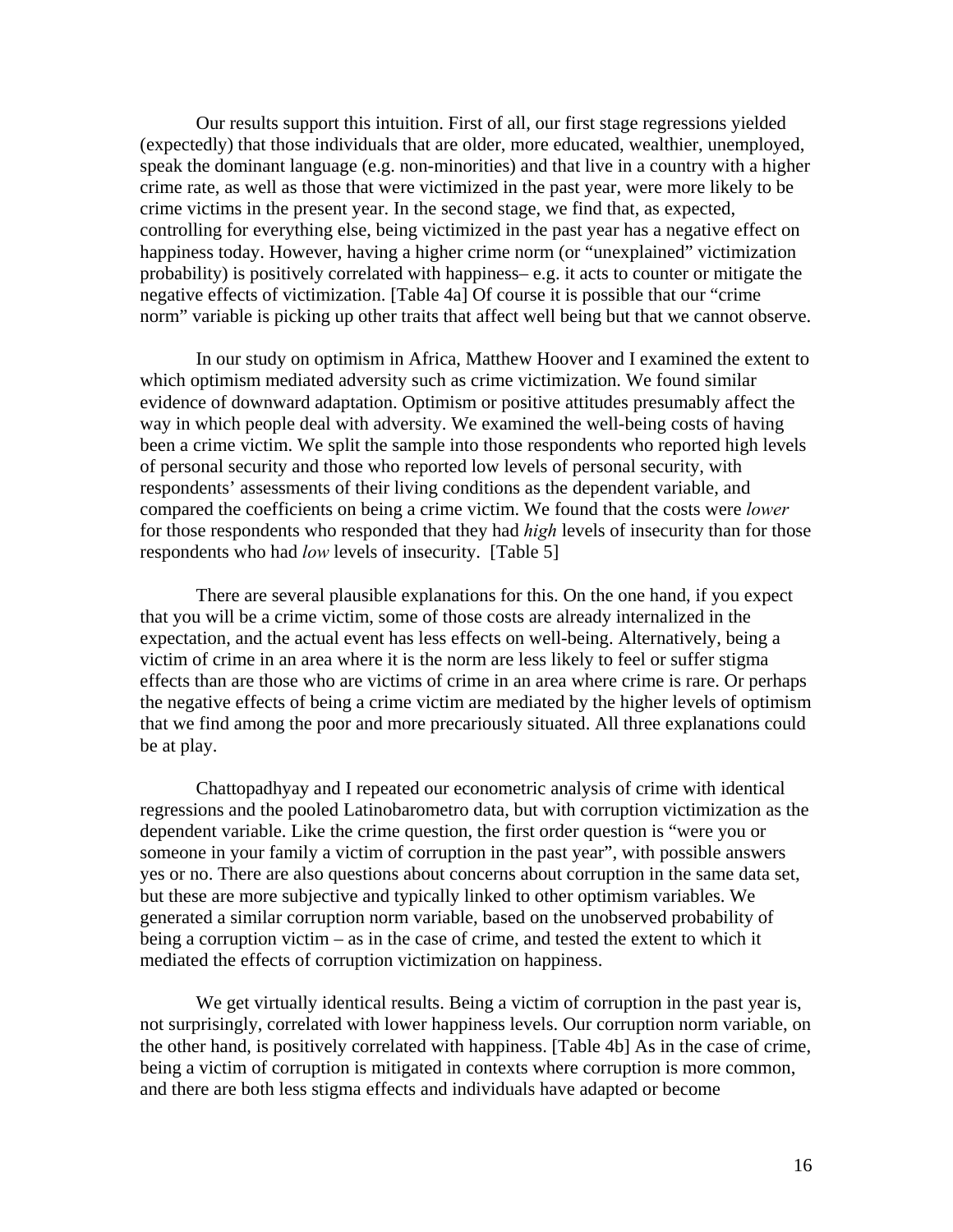Our results support this intuition. First of all, our first stage regressions yielded (expectedly) that those individuals that are older, more educated, wealthier, unemployed, speak the dominant language (e.g. non-minorities) and that live in a country with a higher crime rate, as well as those that were victimized in the past year, were more likely to be crime victims in the present year. In the second stage, we find that, as expected, controlling for everything else, being victimized in the past year has a negative effect on happiness today. However, having a higher crime norm (or "unexplained" victimization probability) is positively correlated with happiness– e.g. it acts to counter or mitigate the negative effects of victimization. [Table 4a] Of course it is possible that our "crime norm" variable is picking up other traits that affect well being but that we cannot observe.

In our study on optimism in Africa, Matthew Hoover and I examined the extent to which optimism mediated adversity such as crime victimization. We found similar evidence of downward adaptation. Optimism or positive attitudes presumably affect the way in which people deal with adversity. We examined the well-being costs of having been a crime victim. We split the sample into those respondents who reported high levels of personal security and those who reported low levels of personal security, with respondents' assessments of their living conditions as the dependent variable, and compared the coefficients on being a crime victim. We found that the costs were *lower* for those respondents who responded that they had *high* levels of insecurity than for those respondents who had *low* levels of insecurity. [Table 5]

There are several plausible explanations for this. On the one hand, if you expect that you will be a crime victim, some of those costs are already internalized in the expectation, and the actual event has less effects on well-being. Alternatively, being a victim of crime in an area where it is the norm are less likely to feel or suffer stigma effects than are those who are victims of crime in an area where crime is rare. Or perhaps the negative effects of being a crime victim are mediated by the higher levels of optimism that we find among the poor and more precariously situated. All three explanations could be at play.

Chattopadhyay and I repeated our econometric analysis of crime with identical regressions and the pooled Latinobarometro data, but with corruption victimization as the dependent variable. Like the crime question, the first order question is "were you or someone in your family a victim of corruption in the past year", with possible answers yes or no. There are also questions about concerns about corruption in the same data set, but these are more subjective and typically linked to other optimism variables. We generated a similar corruption norm variable, based on the unobserved probability of being a corruption victim – as in the case of crime, and tested the extent to which it mediated the effects of corruption victimization on happiness.

We get virtually identical results. Being a victim of corruption in the past year is, not surprisingly, correlated with lower happiness levels. Our corruption norm variable, on the other hand, is positively correlated with happiness. [Table 4b] As in the case of crime, being a victim of corruption is mitigated in contexts where corruption is more common, and there are both less stigma effects and individuals have adapted or become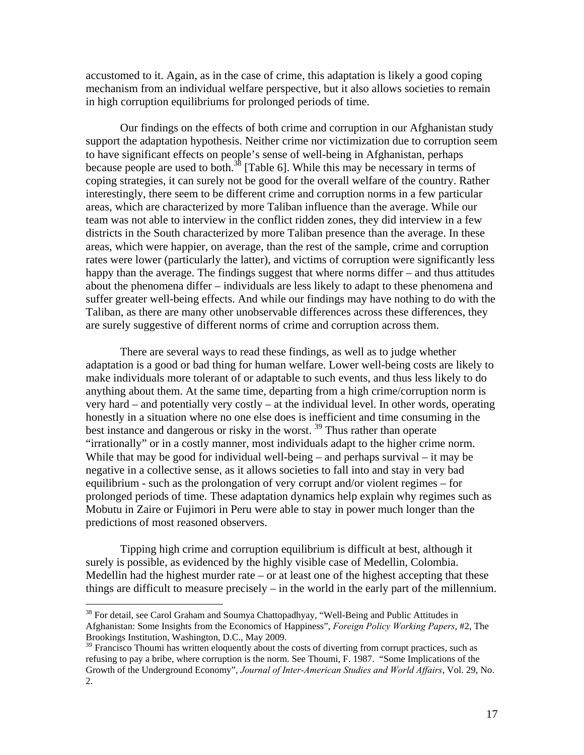accustomed to it. Again, as in the case of crime, this adaptation is likely a good coping mechanism from an individual welfare perspective, but it also allows societies to remain in high corruption equilibriums for prolonged periods of time.

Our findings on the effects of both crime and corruption in our Afghanistan study support the adaptation hypothesis. Neither crime nor victimization due to corruption seem to have significant effects on people's sense of well-being in Afghanistan, perhaps because people are used to both.[38] [Table 6]. While this may be necessary in terms of coping strategies, it can surely not be good for the overall welfare of the country. Rather interestingly, there seem to be different crime and corruption norms in a few particular areas, which are characterized by more Taliban influence than the average. While our team was not able to interview in the conflict ridden zones, they did interview in a few districts in the South characterized by more Taliban presence than the average. In these areas, which were happier, on average, than the rest of the sample, crime and corruption rates were lower (particularly the latter), and victims of corruption were significantly less happy than the average. The findings suggest that where norms differ – and thus attitudes about the phenomena differ – individuals are less likely to adapt to these phenomena and suffer greater well-being effects. And while our findings may have nothing to do with the Taliban, as there are many other unobservable differences across these differences, they are surely suggestive of different norms of crime and corruption across them.

There are several ways to read these findings, as well as to judge whether adaptation is a good or bad thing for human welfare. Lower well-being costs are likely to make individuals more tolerant of or adaptable to such events, and thus less likely to do anything about them. At the same time, departing from a high crime/corruption norm is very hard – and potentially very costly – at the individual level. In other words, operating honestly in a situation where no one else does is inefficient and time consuming in the best instance and dangerous or risky in the worst.[39] Thus rather than operate "irrationally" or in a costly manner, most individuals adapt to the higher crime norm. While that may be good for individual well-being – and perhaps survival – it may be negative in a collective sense, as it allows societies to fall into and stay in very bad equilibrium - such as the prolongation of very corrupt and/or violent regimes – for prolonged periods of time. These adaptation dynamics help explain why regimes such as Mobutu in Zaire or Fujimori in Peru were able to stay in power much longer than the predictions of most reasoned observers.

Tipping high crime and corruption equilibrium is difficult at best, although it surely is possible, as evidenced by the highly visible case of Medellin, Colombia. Medellin had the highest murder rate – or at least one of the highest accepting that these things are difficult to measure precisely – in the world in the early part of the millennium.

---

[38] For detail, see Carol Graham and Soumya Chattopadhyay, "Well-Being and Public Attitudes in Afghanistan: Some Insights from the Economics of Happiness", *Foreign Policy Working Papers*, #2, The Brookings Institution, Washington, D.C., May 2009.

[39] Francisco Thoumi has written eloquently about the costs of diverting from corrupt practices, such as refusing to pay a bribe, where corruption is the norm. See Thoumi, F. 1987. "Some Implications of the Growth of the Underground Economy", *Journal of Inter-American Studies and World Affairs*, Vol. 29, No. 2.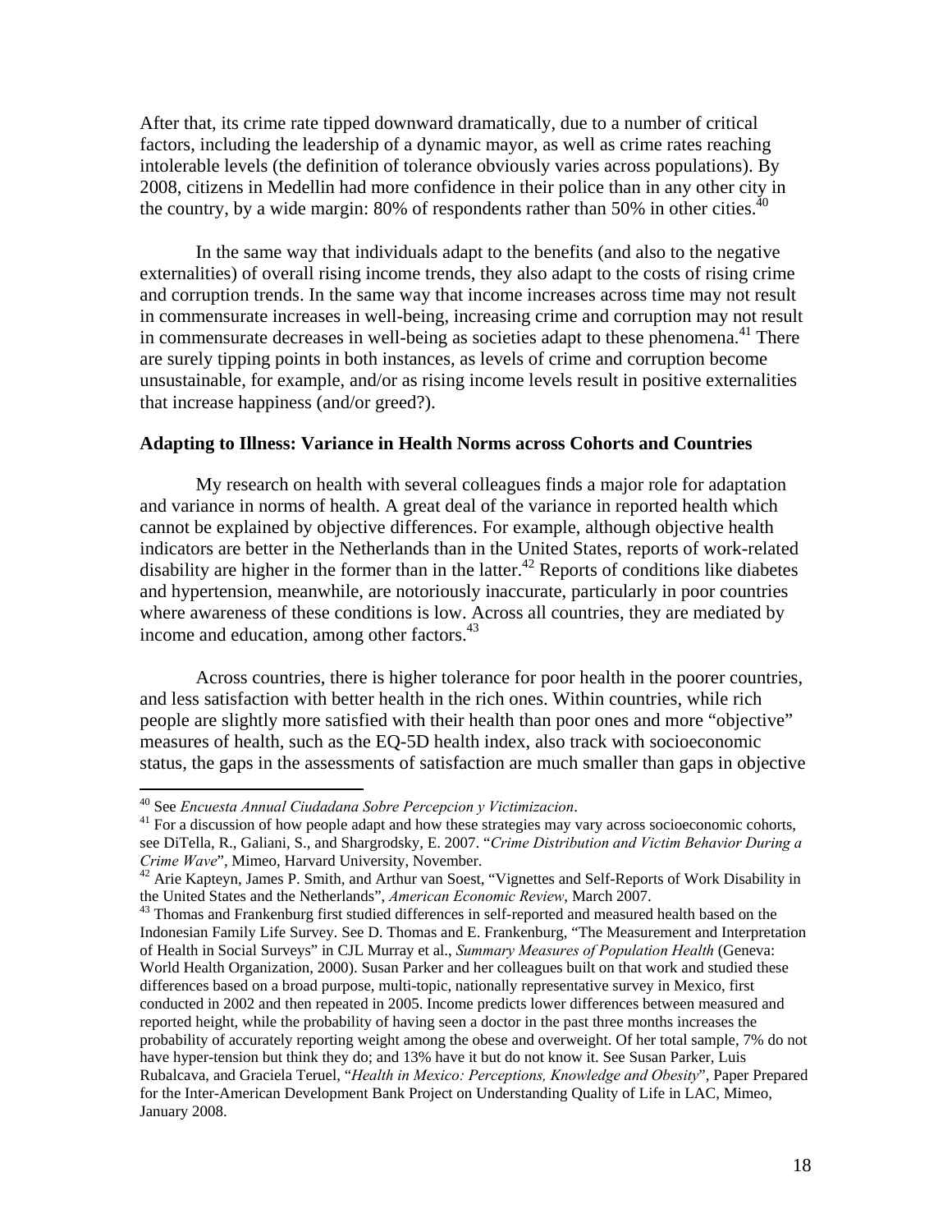After that, its crime rate tipped downward dramatically, due to a number of critical factors, including the leadership of a dynamic mayor, as well as crime rates reaching intolerable levels (the definition of tolerance obviously varies across populations). By 2008, citizens in Medellin had more confidence in their police than in any other city in the country, by a wide margin: 80% of respondents rather than 50% in other cities.[40]

In the same way that individuals adapt to the benefits (and also to the negative externalities) of overall rising income trends, they also adapt to the costs of rising crime and corruption trends. In the same way that income increases across time may not result in commensurate increases in well-being, increasing crime and corruption may not result in commensurate decreases in well-being as societies adapt to these phenomena.[41] There are surely tipping points in both instances, as levels of crime and corruption become unsustainable, for example, and/or as rising income levels result in positive externalities that increase happiness (and/or greed?).

**Adapting to Illness: Variance in Health Norms across Cohorts and Countries**

My research on health with several colleagues finds a major role for adaptation and variance in norms of health. A great deal of the variance in reported health which cannot be explained by objective differences. For example, although objective health indicators are better in the Netherlands than in the United States, reports of work-related disability are higher in the former than in the latter.[42] Reports of conditions like diabetes and hypertension, meanwhile, are notoriously inaccurate, particularly in poor countries where awareness of these conditions is low. Across all countries, they are mediated by income and education, among other factors.[43]

Across countries, there is higher tolerance for poor health in the poorer countries, and less satisfaction with better health in the rich ones. Within countries, while rich people are slightly more satisfied with their health than poor ones and more "objective" measures of health, such as the EQ-5D health index, also track with socioeconomic status, the gaps in the assessments of satisfaction are much smaller than gaps in objective

---

[40] See *Encuesta Annual Ciudadana Sobre Percepcion y Victimizacion*.

[41] For a discussion of how people adapt and how these strategies may vary across socioeconomic cohorts, see DiTella, R., Galiani, S., and Shargrodsky, E. 2007. "*Crime Distribution and Victim Behavior During a Crime Wave*", Mimeo, Harvard University, November.

[42] Arie Kapteyn, James P. Smith, and Arthur van Soest, "Vignettes and Self-Reports of Work Disability in the United States and the Netherlands", *American Economic Review*, March 2007.

[43] Thomas and Frankenburg first studied differences in self-reported and measured health based on the Indonesian Family Life Survey. See D. Thomas and E. Frankenburg, "The Measurement and Interpretation of Health in Social Surveys" in CJL Murray et al., *Summary Measures of Population Health* (Geneva: World Health Organization, 2000). Susan Parker and her colleagues built on that work and studied these differences based on a broad purpose, multi-topic, nationally representative survey in Mexico, first conducted in 2002 and then repeated in 2005. Income predicts lower differences between measured and reported height, while the probability of having seen a doctor in the past three months increases the probability of accurately reporting weight among the obese and overweight. Of her total sample, 7% do not have hyper-tension but think they do; and 13% have it but do not know it. See Susan Parker, Luis Rubalcava, and Graciela Teruel, "*Health in Mexico: Perceptions, Knowledge and Obesity*", Paper Prepared for the Inter-American Development Bank Project on Understanding Quality of Life in LAC, Mimeo, January 2008.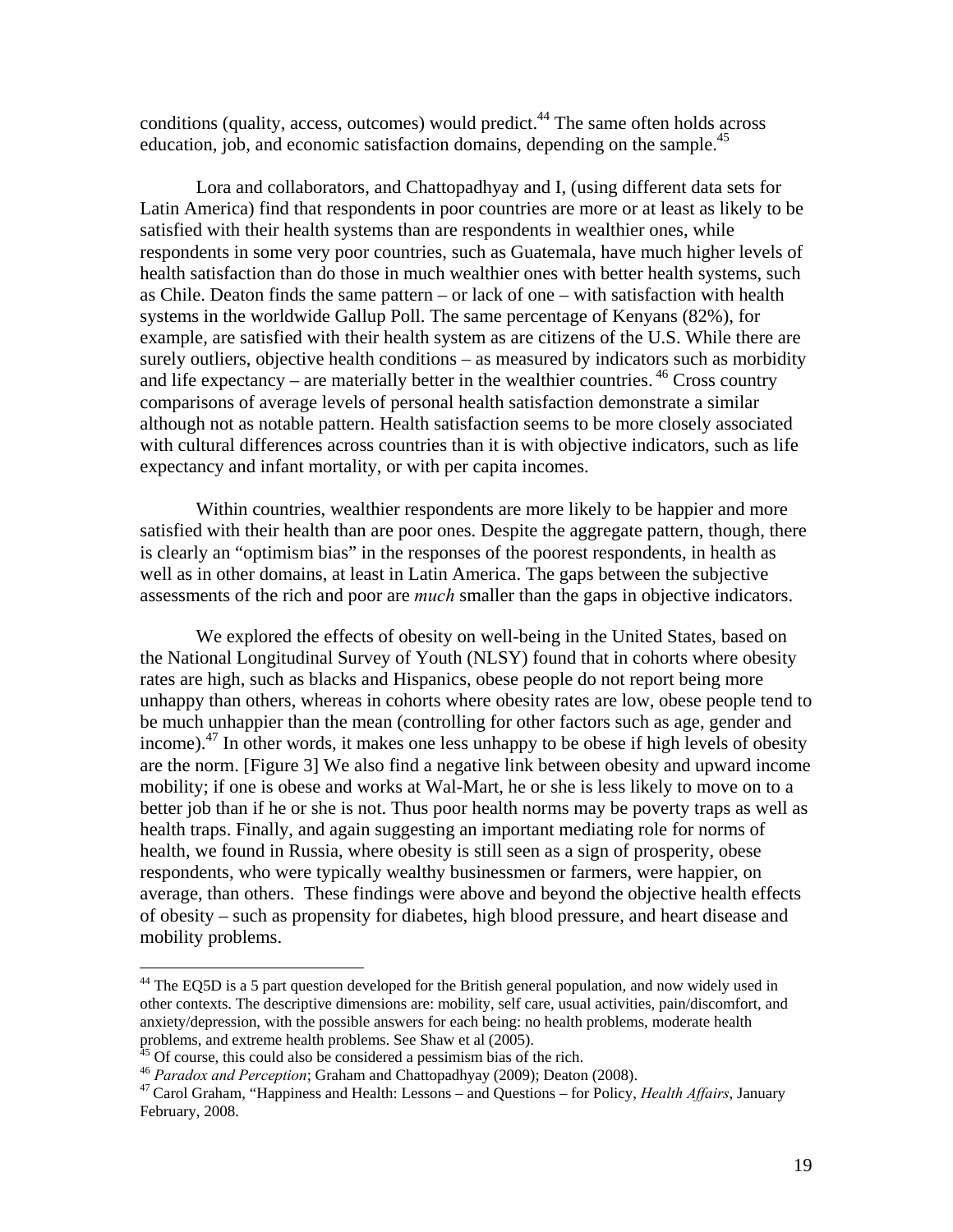conditions (quality, access, outcomes) would predict.[44] The same often holds across education, job, and economic satisfaction domains, depending on the sample.[45]

Lora and collaborators, and Chattopadhyay and I, (using different data sets for Latin America) find that respondents in poor countries are more or at least as likely to be satisfied with their health systems than are respondents in wealthier ones, while respondents in some very poor countries, such as Guatemala, have much higher levels of health satisfaction than do those in much wealthier ones with better health systems, such as Chile. Deaton finds the same pattern – or lack of one – with satisfaction with health systems in the worldwide Gallup Poll. The same percentage of Kenyans (82%), for example, are satisfied with their health system as are citizens of the U.S. While there are surely outliers, objective health conditions – as measured by indicators such as morbidity and life expectancy – are materially better in the wealthier countries. [46] Cross country comparisons of average levels of personal health satisfaction demonstrate a similar although not as notable pattern. Health satisfaction seems to be more closely associated with cultural differences across countries than it is with objective indicators, such as life expectancy and infant mortality, or with per capita incomes.

Within countries, wealthier respondents are more likely to be happier and more satisfied with their health than are poor ones. Despite the aggregate pattern, though, there is clearly an "optimism bias" in the responses of the poorest respondents, in health as well as in other domains, at least in Latin America. The gaps between the subjective assessments of the rich and poor are *much* smaller than the gaps in objective indicators.

We explored the effects of obesity on well-being in the United States, based on the National Longitudinal Survey of Youth (NLSY) found that in cohorts where obesity rates are high, such as blacks and Hispanics, obese people do not report being more unhappy than others, whereas in cohorts where obesity rates are low, obese people tend to be much unhappier than the mean (controlling for other factors such as age, gender and income).[47] In other words, it makes one less unhappy to be obese if high levels of obesity are the norm. [Figure 3] We also find a negative link between obesity and upward income mobility; if one is obese and works at Wal-Mart, he or she is less likely to move on to a better job than if he or she is not. Thus poor health norms may be poverty traps as well as health traps. Finally, and again suggesting an important mediating role for norms of health, we found in Russia, where obesity is still seen as a sign of prosperity, obese respondents, who were typically wealthy businessmen or farmers, were happier, on average, than others. These findings were above and beyond the objective health effects of obesity – such as propensity for diabetes, high blood pressure, and heart disease and mobility problems.

---

[44] The EQ5D is a 5 part question developed for the British general population, and now widely used in other contexts. The descriptive dimensions are: mobility, self care, usual activities, pain/discomfort, and anxiety/depression, with the possible answers for each being: no health problems, moderate health problems, and extreme health problems. See Shaw et al (2005).

[45] Of course, this could also be considered a pessimism bias of the rich.

[46] *Paradox and Perception*; Graham and Chattopadhyay (2009); Deaton (2008).

[47] Carol Graham, "Happiness and Health: Lessons – and Questions – for Policy, *Health Affairs*, January February, 2008.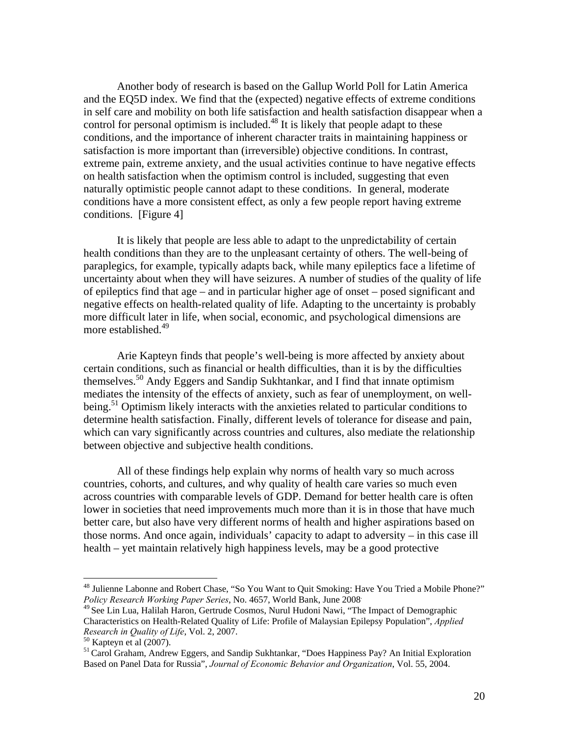Another body of research is based on the Gallup World Poll for Latin America and the EQ5D index. We find that the (expected) negative effects of extreme conditions in self care and mobility on both life satisfaction and health satisfaction disappear when a control for personal optimism is included.[48] It is likely that people adapt to these conditions, and the importance of inherent character traits in maintaining happiness or satisfaction is more important than (irreversible) objective conditions. In contrast, extreme pain, extreme anxiety, and the usual activities continue to have negative effects on health satisfaction when the optimism control is included, suggesting that even naturally optimistic people cannot adapt to these conditions. In general, moderate conditions have a more consistent effect, as only a few people report having extreme conditions. [Figure 4]

It is likely that people are less able to adapt to the unpredictability of certain health conditions than they are to the unpleasant certainty of others. The well-being of paraplegics, for example, typically adapts back, while many epileptics face a lifetime of uncertainty about when they will have seizures. A number of studies of the quality of life of epileptics find that age – and in particular higher age of onset – posed significant and negative effects on health-related quality of life. Adapting to the uncertainty is probably more difficult later in life, when social, economic, and psychological dimensions are more established.[49]

Arie Kapteyn finds that people's well-being is more affected by anxiety about certain conditions, such as financial or health difficulties, than it is by the difficulties themselves.[50] Andy Eggers and Sandip Sukhtankar, and I find that innate optimism mediates the intensity of the effects of anxiety, such as fear of unemployment, on well-being.[51] Optimism likely interacts with the anxieties related to particular conditions to determine health satisfaction. Finally, different levels of tolerance for disease and pain, which can vary significantly across countries and cultures, also mediate the relationship between objective and subjective health conditions.

All of these findings help explain why norms of health vary so much across countries, cohorts, and cultures, and why quality of health care varies so much even across countries with comparable levels of GDP. Demand for better health care is often lower in societies that need improvements much more than it is in those that have much better care, but also have very different norms of health and higher aspirations based on those norms. And once again, individuals' capacity to adapt to adversity – in this case ill health – yet maintain relatively high happiness levels, may be a good protective

---

[48] Julienne Labonne and Robert Chase, "So You Want to Quit Smoking: Have You Tried a Mobile Phone?" *Policy Research Working Paper Series*, No. 4657, World Bank, June 2008.

[49] See Lin Lua, Halilah Haron, Gertrude Cosmos, Nurul Hudoni Nawi, "The Impact of Demographic Characteristics on Health-Related Quality of Life: Profile of Malaysian Epilepsy Population", *Applied Research in Quality of Life*, Vol. 2, 2007.

[50] Kapteyn et al (2007).

[51] Carol Graham, Andrew Eggers, and Sandip Sukhtankar, "Does Happiness Pay? An Initial Exploration Based on Panel Data for Russia", *Journal of Economic Behavior and Organization*, Vol. 55, 2004.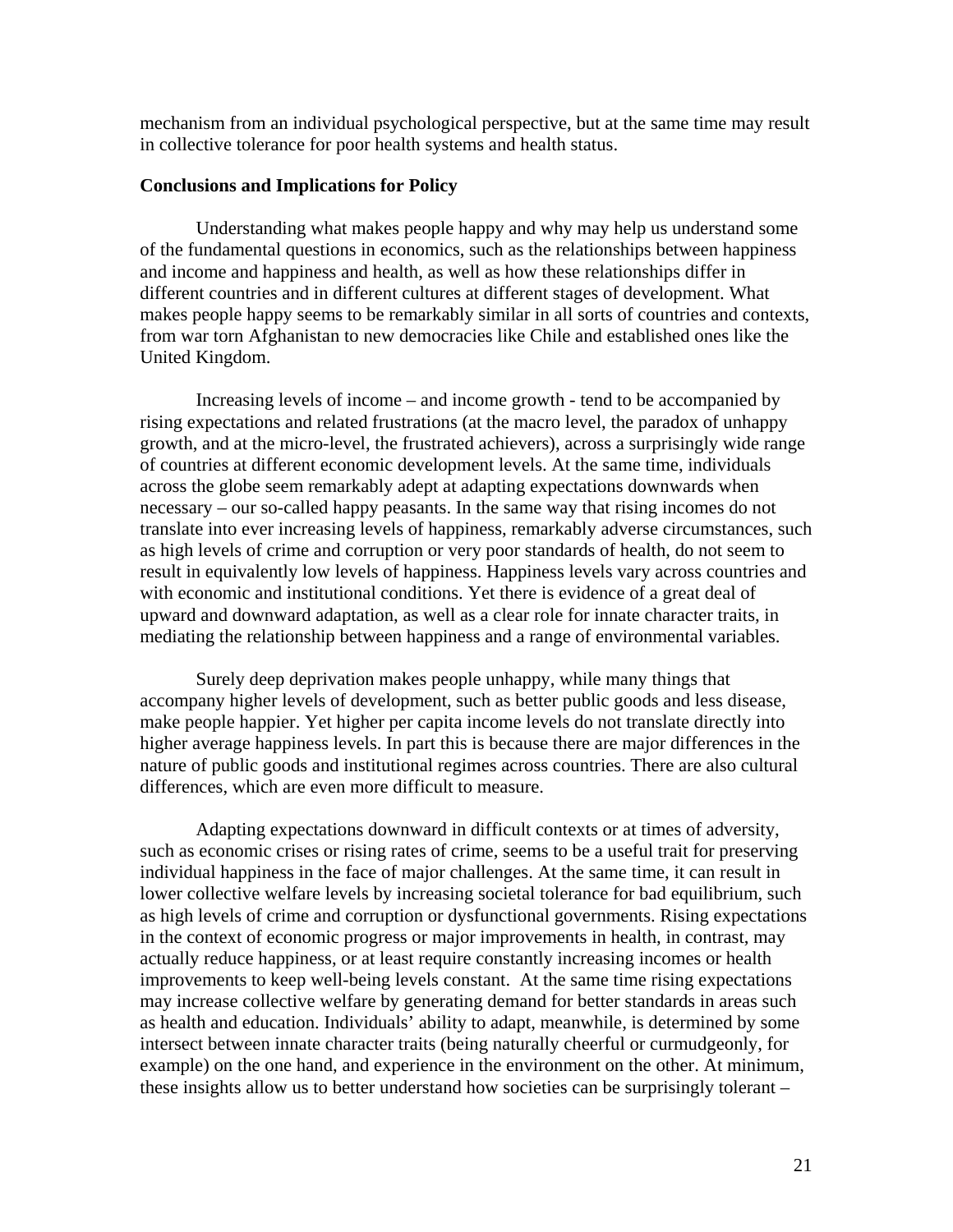mechanism from an individual psychological perspective, but at the same time may result in collective tolerance for poor health systems and health status.

**Conclusions and Implications for Policy**

Understanding what makes people happy and why may help us understand some of the fundamental questions in economics, such as the relationships between happiness and income and happiness and health, as well as how these relationships differ in different countries and in different cultures at different stages of development. What makes people happy seems to be remarkably similar in all sorts of countries and contexts, from war torn Afghanistan to new democracies like Chile and established ones like the United Kingdom.

Increasing levels of income – and income growth - tend to be accompanied by rising expectations and related frustrations (at the macro level, the paradox of unhappy growth, and at the micro-level, the frustrated achievers), across a surprisingly wide range of countries at different economic development levels. At the same time, individuals across the globe seem remarkably adept at adapting expectations downwards when necessary – our so-called happy peasants. In the same way that rising incomes do not translate into ever increasing levels of happiness, remarkably adverse circumstances, such as high levels of crime and corruption or very poor standards of health, do not seem to result in equivalently low levels of happiness. Happiness levels vary across countries and with economic and institutional conditions. Yet there is evidence of a great deal of upward and downward adaptation, as well as a clear role for innate character traits, in mediating the relationship between happiness and a range of environmental variables.

Surely deep deprivation makes people unhappy, while many things that accompany higher levels of development, such as better public goods and less disease, make people happier. Yet higher per capita income levels do not translate directly into higher average happiness levels. In part this is because there are major differences in the nature of public goods and institutional regimes across countries. There are also cultural differences, which are even more difficult to measure.

Adapting expectations downward in difficult contexts or at times of adversity, such as economic crises or rising rates of crime, seems to be a useful trait for preserving individual happiness in the face of major challenges. At the same time, it can result in lower collective welfare levels by increasing societal tolerance for bad equilibrium, such as high levels of crime and corruption or dysfunctional governments. Rising expectations in the context of economic progress or major improvements in health, in contrast, may actually reduce happiness, or at least require constantly increasing incomes or health improvements to keep well-being levels constant. At the same time rising expectations may increase collective welfare by generating demand for better standards in areas such as health and education. Individuals' ability to adapt, meanwhile, is determined by some intersect between innate character traits (being naturally cheerful or curmudgeonly, for example) on the one hand, and experience in the environment on the other. At minimum, these insights allow us to better understand how societies can be surprisingly tolerant –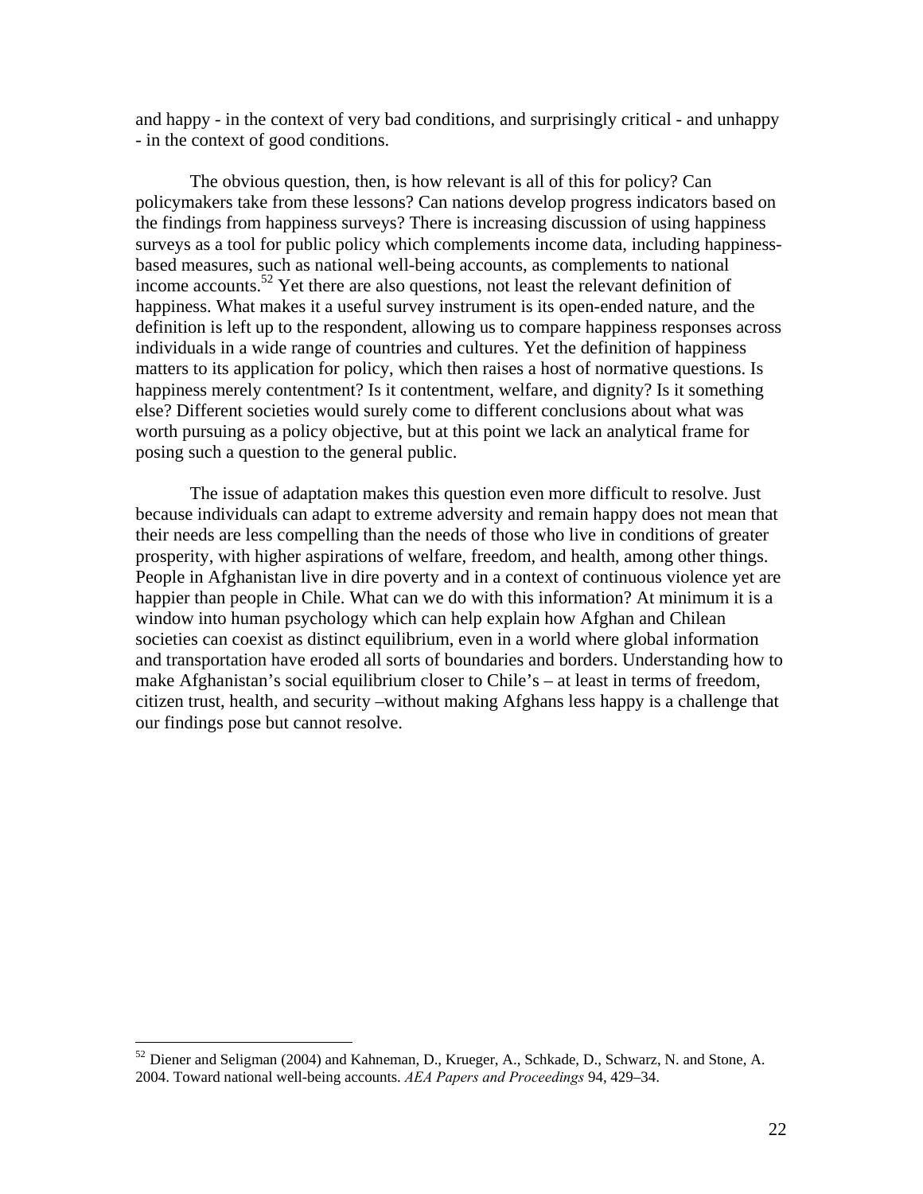and happy - in the context of very bad conditions, and surprisingly critical - and unhappy - in the context of good conditions.

The obvious question, then, is how relevant is all of this for policy? Can policymakers take from these lessons? Can nations develop progress indicators based on the findings from happiness surveys? There is increasing discussion of using happiness surveys as a tool for public policy which complements income data, including happiness-based measures, such as national well-being accounts, as complements to national income accounts.[52] Yet there are also questions, not least the relevant definition of happiness. What makes it a useful survey instrument is its open-ended nature, and the definition is left up to the respondent, allowing us to compare happiness responses across individuals in a wide range of countries and cultures. Yet the definition of happiness matters to its application for policy, which then raises a host of normative questions. Is happiness merely contentment? Is it contentment, welfare, and dignity? Is it something else? Different societies would surely come to different conclusions about what was worth pursuing as a policy objective, but at this point we lack an analytical frame for posing such a question to the general public.

The issue of adaptation makes this question even more difficult to resolve. Just because individuals can adapt to extreme adversity and remain happy does not mean that their needs are less compelling than the needs of those who live in conditions of greater prosperity, with higher aspirations of welfare, freedom, and health, among other things. People in Afghanistan live in dire poverty and in a context of continuous violence yet are happier than people in Chile. What can we do with this information? At minimum it is a window into human psychology which can help explain how Afghan and Chilean societies can coexist as distinct equilibrium, even in a world where global information and transportation have eroded all sorts of boundaries and borders. Understanding how to make Afghanistan's social equilibrium closer to Chile's – at least in terms of freedom, citizen trust, health, and security –without making Afghans less happy is a challenge that our findings pose but cannot resolve.

---

[52] Diener and Seligman (2004) and Kahneman, D., Krueger, A., Schkade, D., Schwarz, N. and Stone, A. 2004. Toward national well-being accounts. *AEA Papers and Proceedings* 94, 429–34.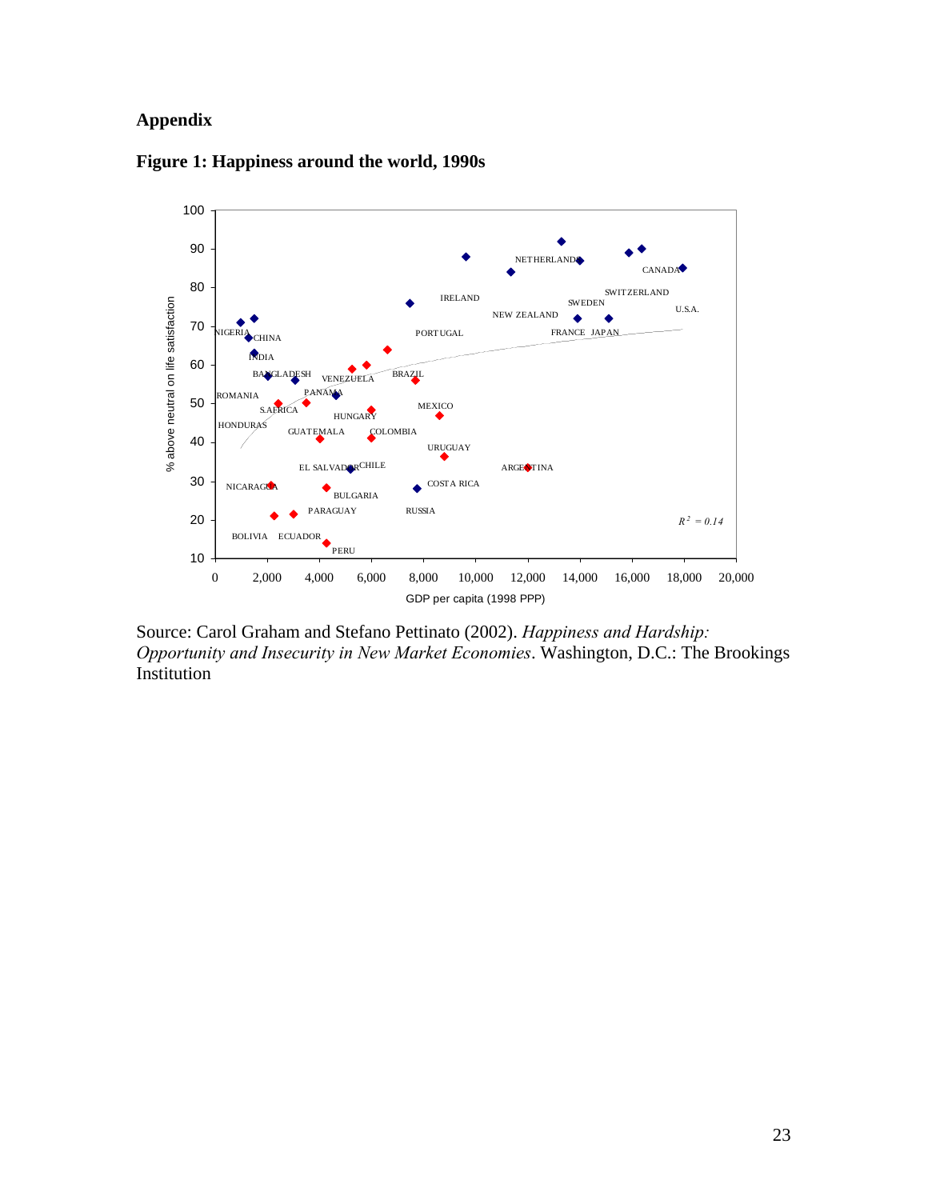## Appendix

**Figure 1: Happiness around the world, 1990s**

Source: Carol Graham and Stefano Pettinato (2002). *Happiness and Hardship: Opportunity and Insecurity in New Market Economies*. Washington, D.C.: The Brookings Institution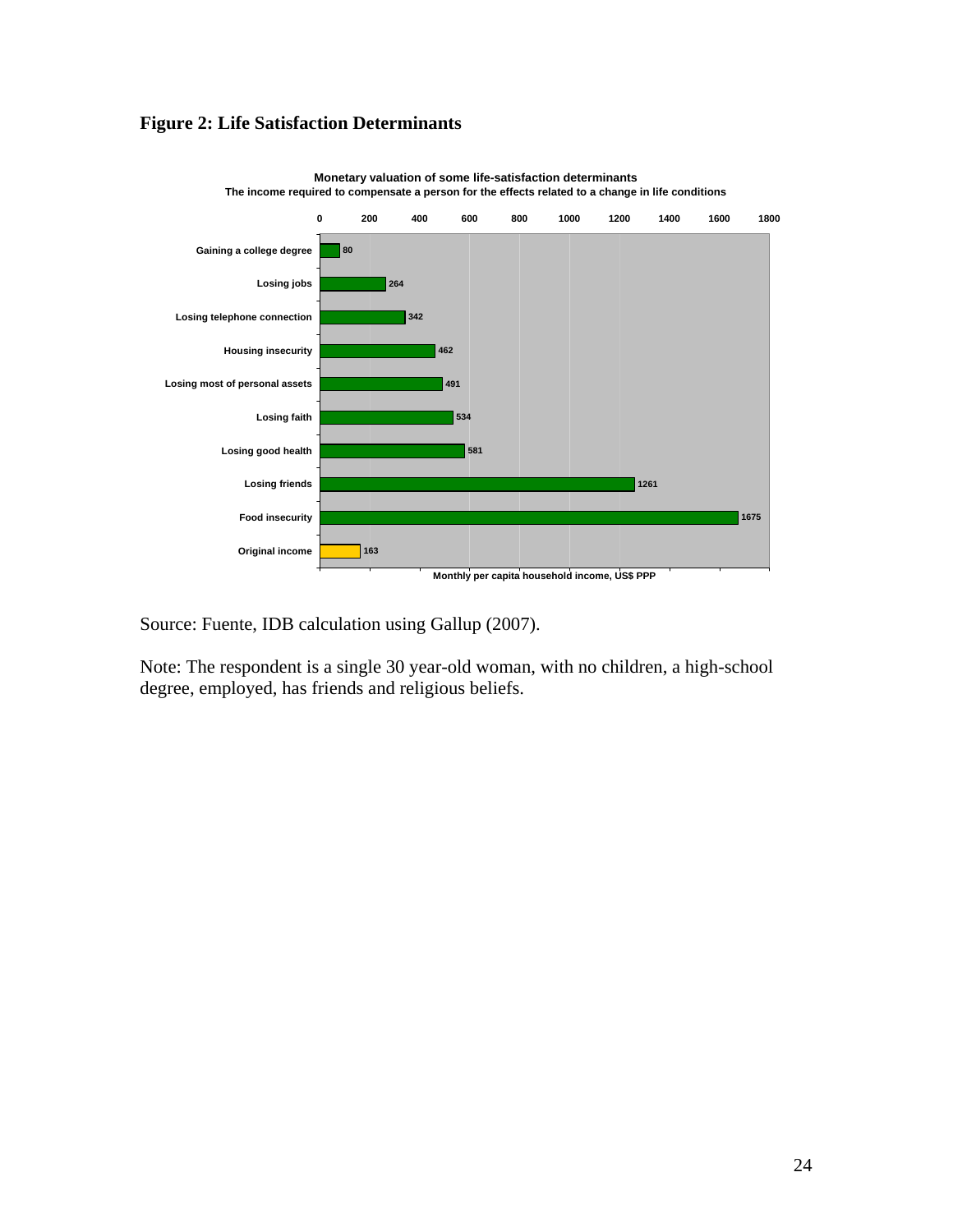**Figure 2: Life Satisfaction Determinants**

Monetary valuation of some life-satisfaction determinants
The income required to compensate a person for the effects related to a change in life conditions

| Life condition | Monthly per capita household income, US$ PPP |
| --- | --- |
| Gaining a college degree | 80 |
| Losing jobs | 264 |
| Losing telephone connection | 342 |
| Housing insecurity | 462 |
| Losing most of personal assets | 491 |
| Losing faith | 534 |
| Losing good health | 581 |
| Losing friends | 1261 |
| Food insecurity | 1675 |
| Original income | 163 |

Source: Fuente, IDB calculation using Gallup (2007).

Note: The respondent is a single 30 year-old woman, with no children, a high-school degree, employed, has friends and religious beliefs.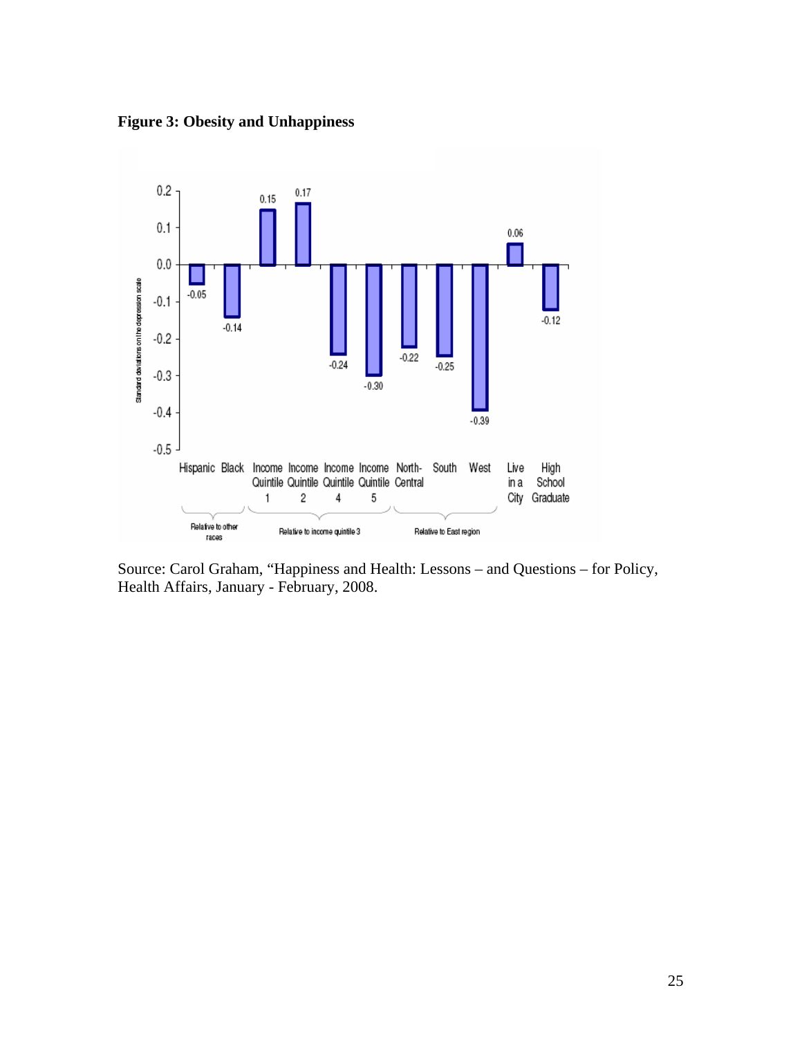**Figure 3: Obesity and Unhappiness**

Standard deviations on the depression scale

| Category | Variable | Value |
|---|---|---|
| Relative to other races | Hispanic | -0.05 |
| Relative to other races | Black | -0.14 |
| Relative to income quintile 3 | Income Quintile 1 | 0.15 |
| Relative to income quintile 3 | Income Quintile 2 | 0.17 |
| Relative to income quintile 3 | Income Quintile 4 | -0.24 |
| Relative to income quintile 3 | Income Quintile 5 | -0.30 |
| Relative to East region | North-Central | -0.22 |
| Relative to East region | South | -0.25 |
| Relative to East region | West | -0.39 |
| | Live in a City | 0.06 |
| | High School Graduate | -0.12 |

Source: Carol Graham, "Happiness and Health: Lessons – and Questions – for Policy, Health Affairs, January - February, 2008.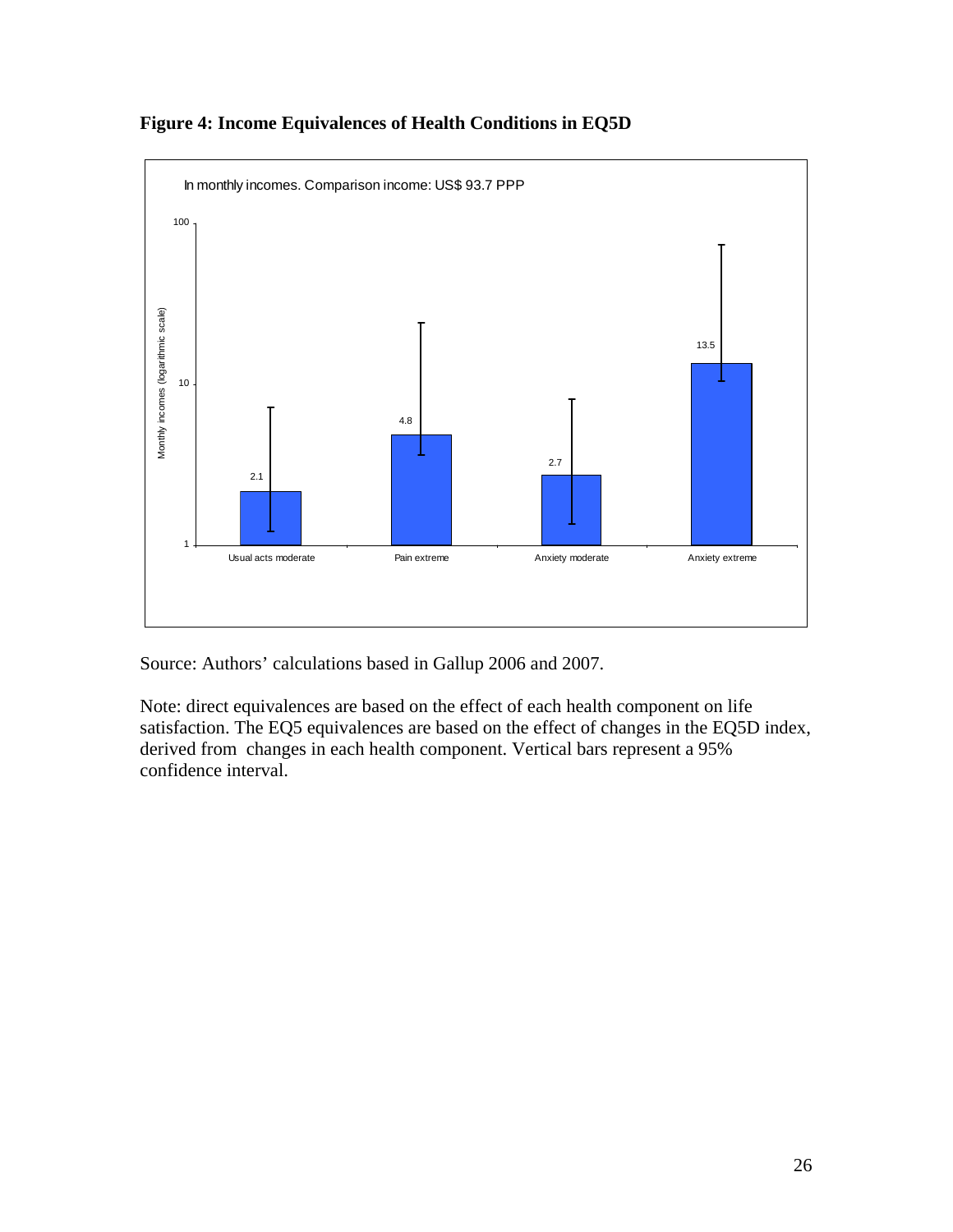**Figure 4: Income Equivalences of Health Conditions in EQ5D**

Source: Authors' calculations based in Gallup 2006 and 2007.

Note: direct equivalences are based on the effect of each health component on life satisfaction. The EQ5 equivalences are based on the effect of changes in the EQ5D index, derived from changes in each health component. Vertical bars represent a 95% confidence interval.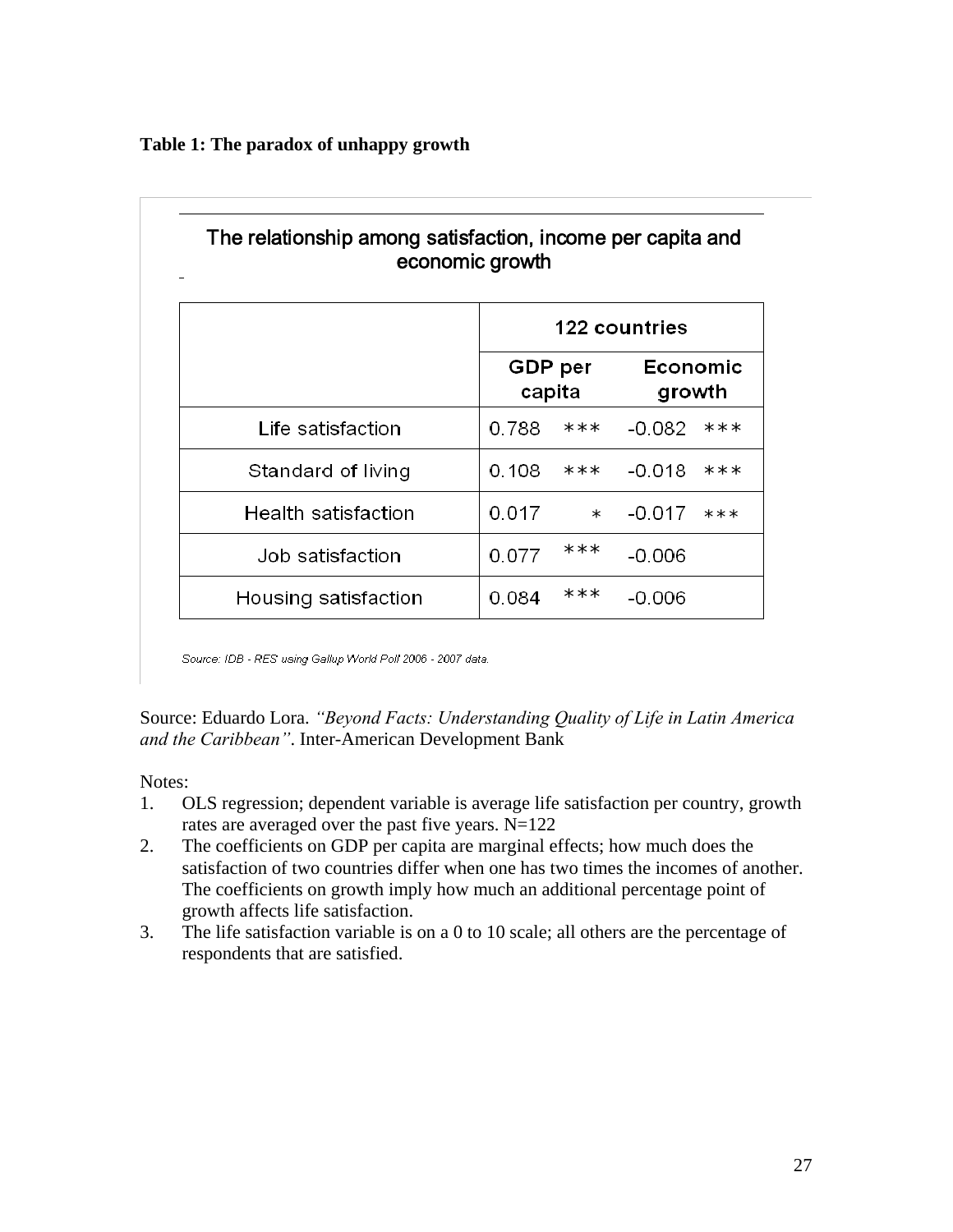**Table 1: The paradox of unhappy growth**

The relationship among satisfaction, income per capita and economic growth

| | 122 countries | |
|---|---|---|
| | GDP per capita | Economic growth |
| Life satisfaction | 0.788 *** | -0.082 *** |
| Standard of living | 0.108 *** | -0.018 *** |
| Health satisfaction | 0.017 * | -0.017 *** |
| Job satisfaction | 0.077 *** | -0.006 |
| Housing satisfaction | 0.084 *** | -0.006 |

Source: IDB - RES using Gallup World Poll 2006 - 2007 data.

Source: Eduardo Lora. *"Beyond Facts: Understanding Quality of Life in Latin America and the Caribbean"*. Inter-American Development Bank

Notes:

1. OLS regression; dependent variable is average life satisfaction per country, growth rates are averaged over the past five years. N=122
2. The coefficients on GDP per capita are marginal effects; how much does the satisfaction of two countries differ when one has two times the incomes of another. The coefficients on growth imply how much an additional percentage point of growth affects life satisfaction.
3. The life satisfaction variable is on a 0 to 10 scale; all others are the percentage of respondents that are satisfied.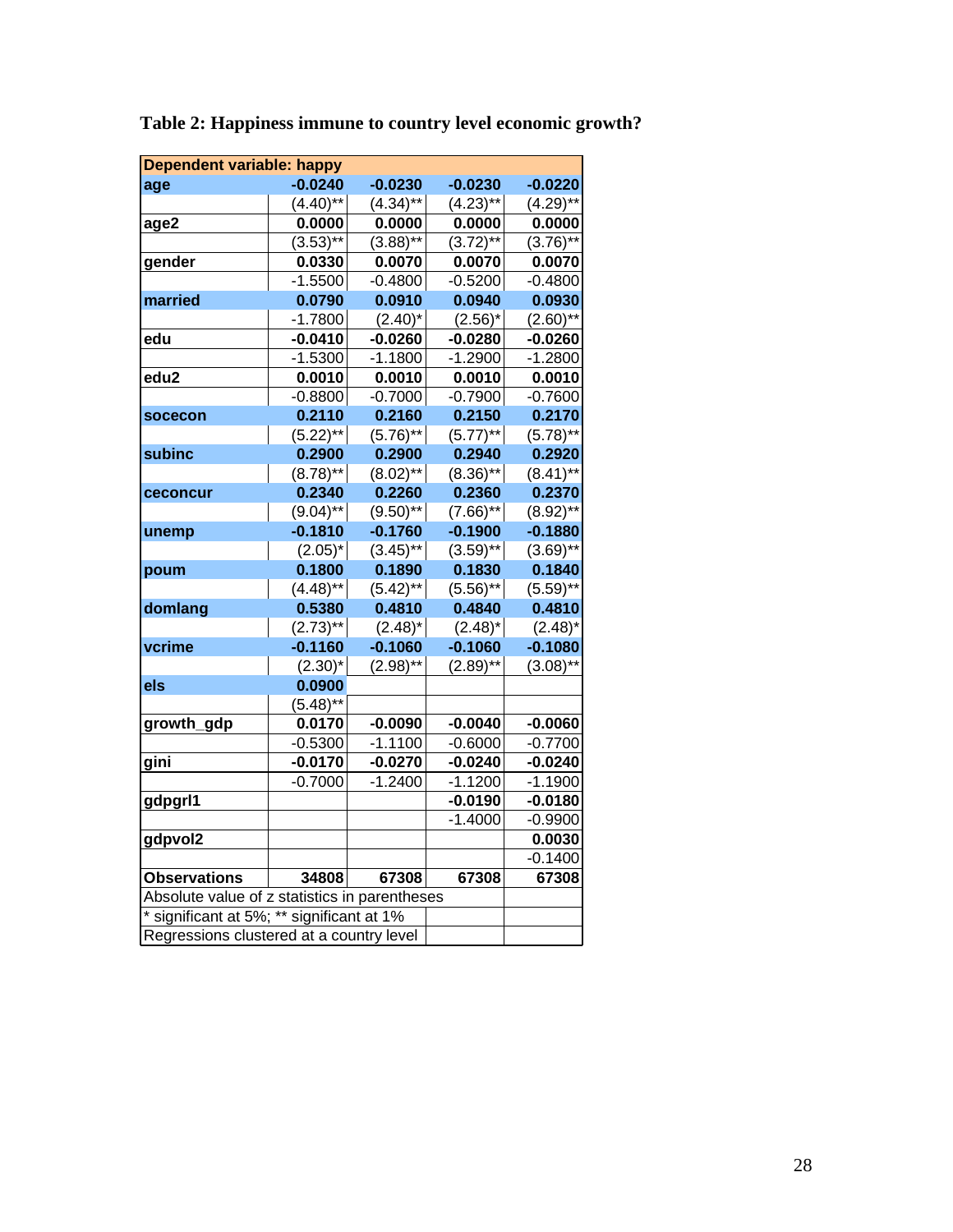**Table 2: Happiness immune to country level economic growth?**

| Dependent variable: happy | | | | |
|---|---|---|---|---|
| age | -0.0240 | -0.0230 | -0.0230 | -0.0220 |
| | (4.40)** | (4.34)** | (4.23)** | (4.29)** |
| age2 | 0.0000 | 0.0000 | 0.0000 | 0.0000 |
| | (3.53)** | (3.88)** | (3.72)** | (3.76)** |
| gender | 0.0330 | 0.0070 | 0.0070 | 0.0070 |
| | -1.5500 | -0.4800 | -0.5200 | -0.4800 |
| married | 0.0790 | 0.0910 | 0.0940 | 0.0930 |
| | -1.7800 | (2.40)* | (2.56)* | (2.60)** |
| edu | -0.0410 | -0.0260 | -0.0280 | -0.0260 |
| | -1.5300 | -1.1800 | -1.2900 | -1.2800 |
| edu2 | 0.0010 | 0.0010 | 0.0010 | 0.0010 |
| | -0.8800 | -0.7000 | -0.7900 | -0.7600 |
| socecon | 0.2110 | 0.2160 | 0.2150 | 0.2170 |
| | (5.22)** | (5.76)** | (5.77)** | (5.78)** |
| subinc | 0.2900 | 0.2900 | 0.2940 | 0.2920 |
| | (8.78)** | (8.02)** | (8.36)** | (8.41)** |
| ceconcur | 0.2340 | 0.2260 | 0.2360 | 0.2370 |
| | (9.04)** | (9.50)** | (7.66)** | (8.92)** |
| unemp | -0.1810 | -0.1760 | -0.1900 | -0.1880 |
| | (2.05)* | (3.45)** | (3.59)** | (3.69)** |
| poum | 0.1800 | 0.1890 | 0.1830 | 0.1840 |
| | (4.48)** | (5.42)** | (5.56)** | (5.59)** |
| domlang | 0.5380 | 0.4810 | 0.4840 | 0.4810 |
| | (2.73)** | (2.48)* | (2.48)* | (2.48)* |
| vcrime | -0.1160 | -0.1060 | -0.1060 | -0.1080 |
| | (2.30)* | (2.98)** | (2.89)** | (3.08)** |
| els | 0.0900 | | | |
| | (5.48)** | | | |
| growth_gdp | 0.0170 | -0.0090 | -0.0040 | -0.0060 |
| | -0.5300 | -1.1100 | -0.6000 | -0.7700 |
| gini | -0.0170 | -0.0270 | -0.0240 | -0.0240 |
| | -0.7000 | -1.2400 | -1.1200 | -1.1900 |
| gdpgrl1 | | | -0.0190 | -0.0180 |
| | | | -1.4000 | -0.9900 |
| gdpvol2 | | | | 0.0030 |
| | | | | -0.1400 |
| Observations | 34808 | 67308 | 67308 | 67308 |
| Absolute value of z statistics in parentheses | | | | |
| * significant at 5%; ** significant at 1% | | | | |
| Regressions clustered at a country level | | | | |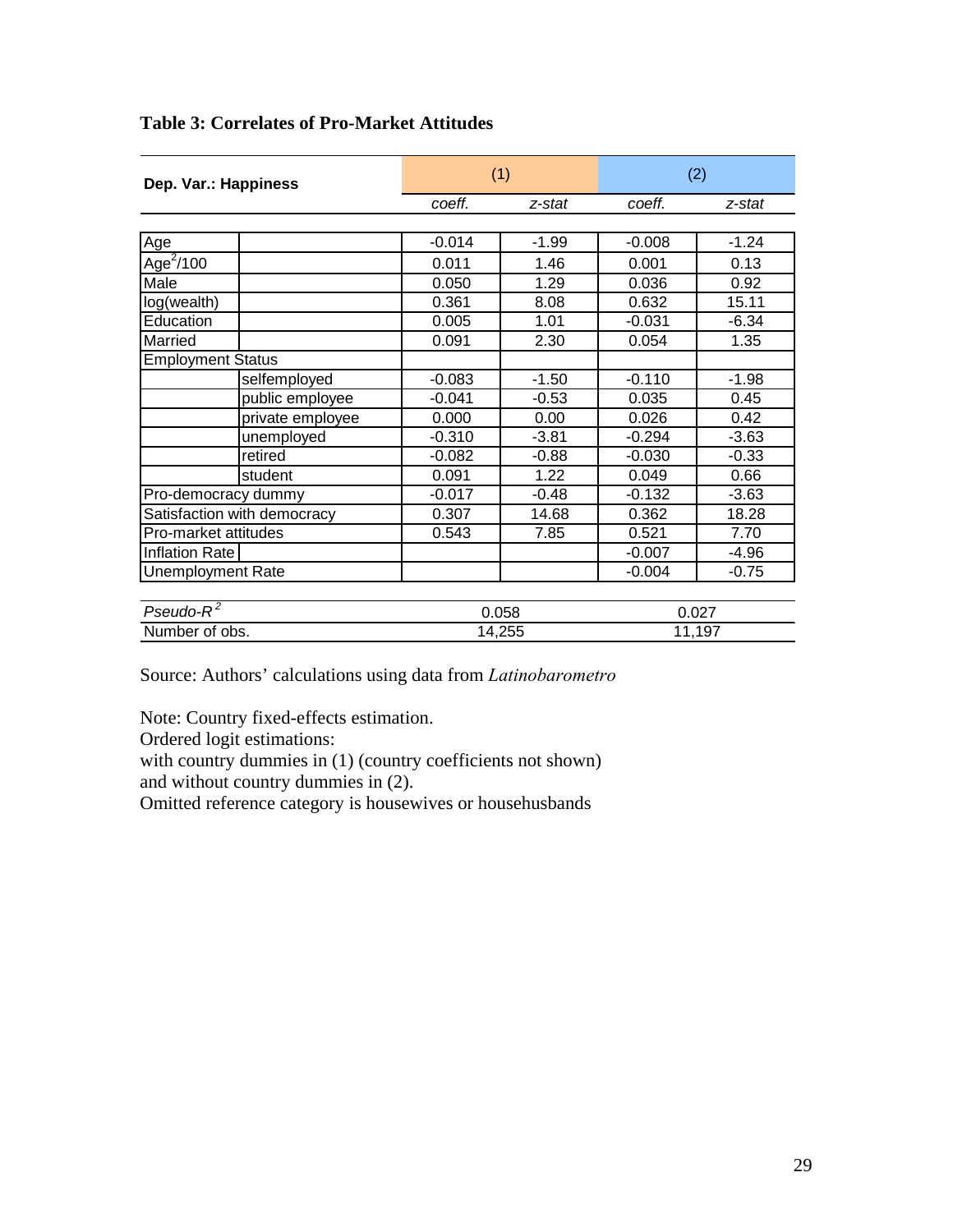**Table 3: Correlates of Pro-Market Attitudes**

| Dep. Var.: Happiness | | (1) | | (2) | |
|---|---|---|---|---|---|
| | | *coeff.* | *z-stat* | *coeff.* | *z-stat* |
| Age | | -0.014 | -1.99 | -0.008 | -1.24 |
| $Age^2/100$ | | 0.011 | 1.46 | 0.001 | 0.13 |
| Male | | 0.050 | 1.29 | 0.036 | 0.92 |
| log(wealth) | | 0.361 | 8.08 | 0.632 | 15.11 |
| Education | | 0.005 | 1.01 | -0.031 | -6.34 |
| Married | | 0.091 | 2.30 | 0.054 | 1.35 |
| Employment Status | | | | | |
| | selfemployed | -0.083 | -1.50 | -0.110 | -1.98 |
| | public employee | -0.041 | -0.53 | 0.035 | 0.45 |
| | private employee | 0.000 | 0.00 | 0.026 | 0.42 |
| | unemployed | -0.310 | -3.81 | -0.294 | -3.63 |
| | retired | -0.082 | -0.88 | -0.030 | -0.33 |
| | student | 0.091 | 1.22 | 0.049 | 0.66 |
| Pro-democracy dummy | | -0.017 | -0.48 | -0.132 | -3.63 |
| Satisfaction with democracy | | 0.307 | 14.68 | 0.362 | 18.28 |
| Pro-market attitudes | | 0.543 | 7.85 | 0.521 | 7.70 |
| Inflation Rate | | | | -0.007 | -4.96 |
| Unemployment Rate | | | | -0.004 | -0.75 |
| *Pseudo-$R^2$* | | 0.058 | | 0.027 | |
| Number of obs. | | 14,255 | | 11,197 | |

Source: Authors' calculations using data from *Latinobarometro*

Note: Country fixed-effects estimation.
Ordered logit estimations:
with country dummies in (1) (country coefficients not shown)
and without country dummies in (2).
Omitted reference category is housewives or househusbands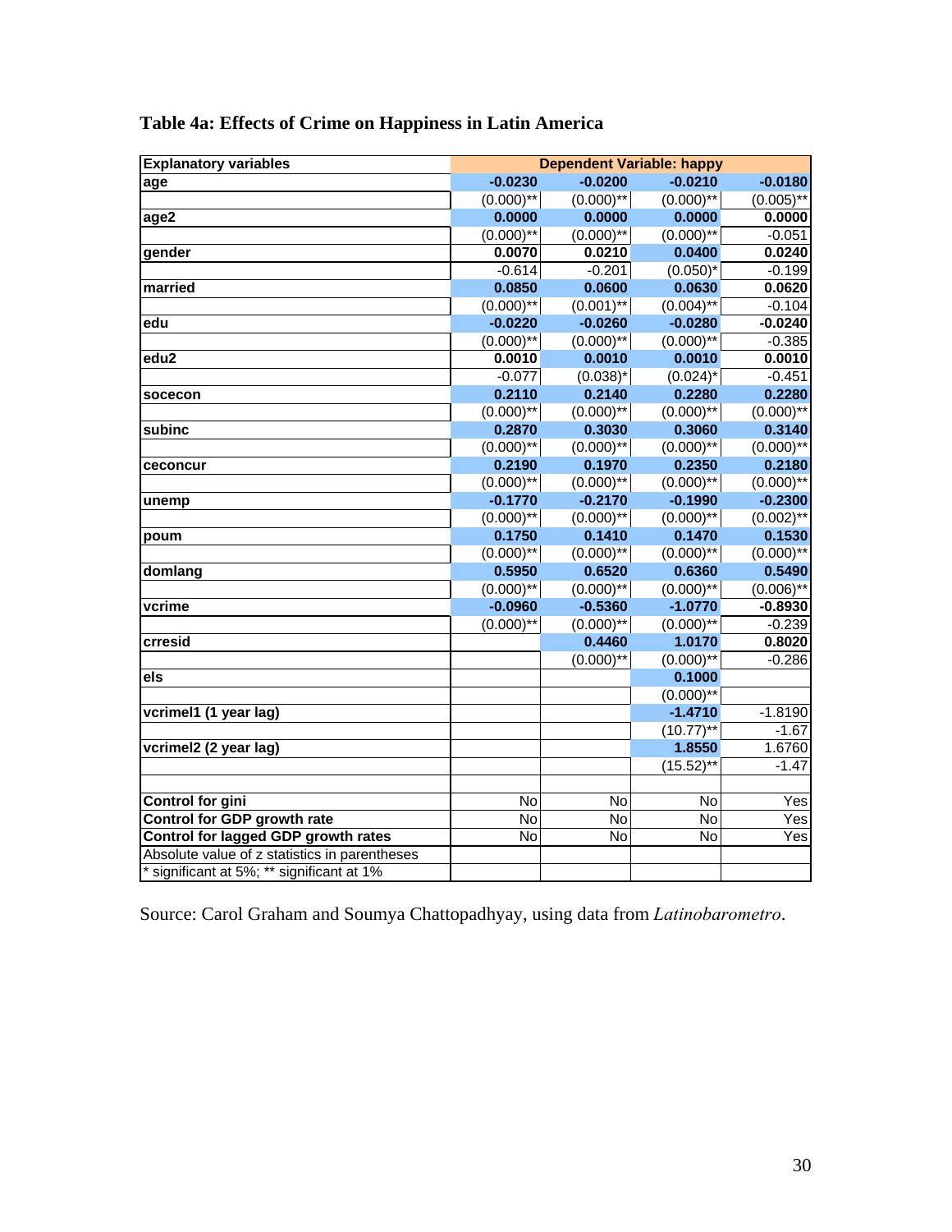**Table 4a: Effects of Crime on Happiness in Latin America**

| Explanatory variables | Dependent Variable: happy | | | |
|---|---|---|---|---|
| age | -0.0230 | -0.0200 | -0.0210 | -0.0180 |
| | (0.000)** | (0.000)** | (0.000)** | (0.005)** |
| age2 | 0.0000 | 0.0000 | 0.0000 | 0.0000 |
| | (0.000)** | (0.000)** | (0.000)** | -0.051 |
| gender | 0.0070 | 0.0210 | 0.0400 | 0.0240 |
| | -0.614 | -0.201 | (0.050)* | -0.199 |
| married | 0.0850 | 0.0600 | 0.0630 | 0.0620 |
| | (0.000)** | (0.001)** | (0.004)** | -0.104 |
| edu | -0.0220 | -0.0260 | -0.0280 | -0.0240 |
| | (0.000)** | (0.000)** | (0.000)** | -0.385 |
| edu2 | 0.0010 | 0.0010 | 0.0010 | 0.0010 |
| | -0.077 | (0.038)* | (0.024)* | -0.451 |
| socecon | 0.2110 | 0.2140 | 0.2280 | 0.2280 |
| | (0.000)** | (0.000)** | (0.000)** | (0.000)** |
| subinc | 0.2870 | 0.3030 | 0.3060 | 0.3140 |
| | (0.000)** | (0.000)** | (0.000)** | (0.000)** |
| ceconcur | 0.2190 | 0.1970 | 0.2350 | 0.2180 |
| | (0.000)** | (0.000)** | (0.000)** | (0.000)** |
| unemp | -0.1770 | -0.2170 | -0.1990 | -0.2300 |
| | (0.000)** | (0.000)** | (0.000)** | (0.002)** |
| poum | 0.1750 | 0.1410 | 0.1470 | 0.1530 |
| | (0.000)** | (0.000)** | (0.000)** | (0.000)** |
| domlang | 0.5950 | 0.6520 | 0.6360 | 0.5490 |
| | (0.000)** | (0.000)** | (0.000)** | (0.006)** |
| vcrime | -0.0960 | -0.5360 | -1.0770 | -0.8930 |
| | (0.000)** | (0.000)** | (0.000)** | -0.239 |
| crresid | | 0.4460 | 1.0170 | 0.8020 |
| | | (0.000)** | (0.000)** | -0.286 |
| els | | | 0.1000 | |
| | | | (0.000)** | |
| vcrimel1 (1 year lag) | | | -1.4710 | -1.8190 |
| | | | (10.77)** | -1.67 |
| vcrimel2 (2 year lag) | | | 1.8550 | 1.6760 |
| | | | (15.52)** | -1.47 |
| | | | | |
| Control for gini | No | No | No | Yes |
| Control for GDP growth rate | No | No | No | Yes |
| Control for lagged GDP growth rates | No | No | No | Yes |
| Absolute value of z statistics in parentheses | | | | |
| * significant at 5%; ** significant at 1% | | | | |

Source: Carol Graham and Soumya Chattopadhyay, using data from *Latinobarometro*.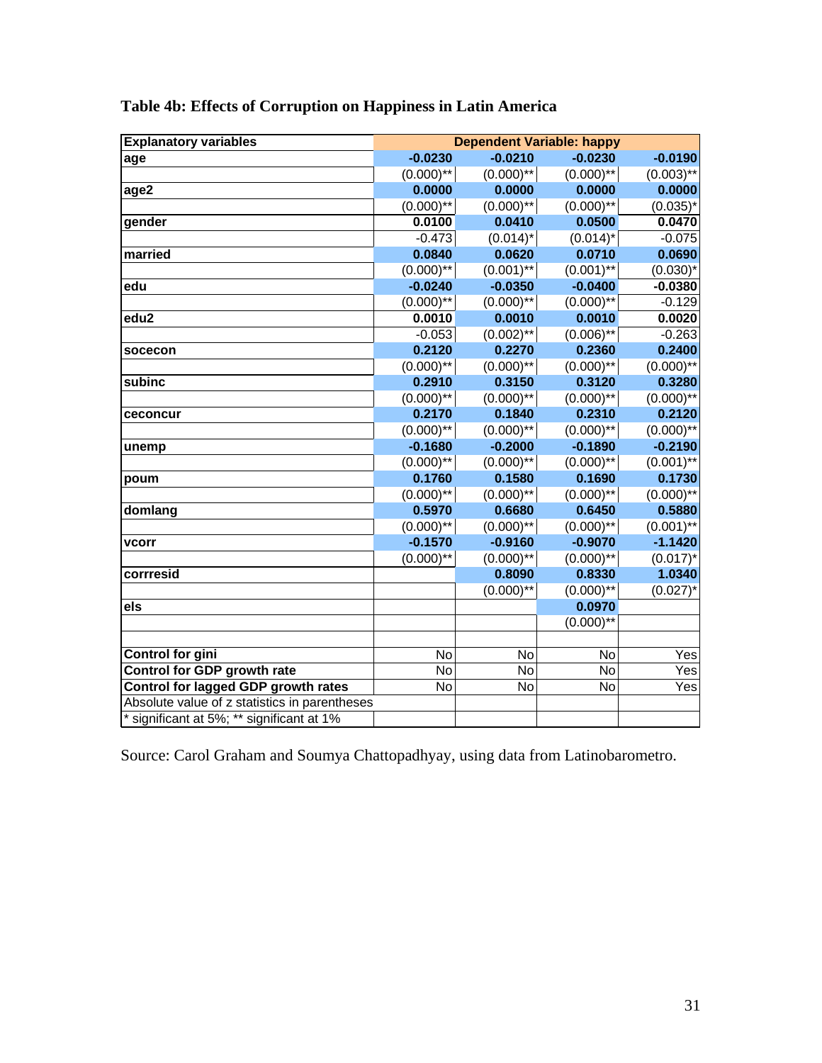**Table 4b: Effects of Corruption on Happiness in Latin America**

| Explanatory variables | Dependent Variable: happy | | | |
|---|---|---|---|---|
| **age** | **-0.0230** | **-0.0210** | **-0.0230** | **-0.0190** |
| | (0.000)** | (0.000)** | (0.000)** | (0.003)** |
| **age2** | **0.0000** | **0.0000** | **0.0000** | **0.0000** |
| | (0.000)** | (0.000)** | (0.000)** | (0.035)* |
| **gender** | **0.0100** | **0.0410** | **0.0500** | **0.0470** |
| | -0.473 | (0.014)* | (0.014)* | -0.075 |
| **married** | **0.0840** | **0.0620** | **0.0710** | **0.0690** |
| | (0.000)** | (0.001)** | (0.001)** | (0.030)* |
| **edu** | **-0.0240** | **-0.0350** | **-0.0400** | **-0.0380** |
| | (0.000)** | (0.000)** | (0.000)** | -0.129 |
| **edu2** | **0.0010** | **0.0010** | **0.0010** | **0.0020** |
| | -0.053 | (0.002)** | (0.006)** | -0.263 |
| **socecon** | **0.2120** | **0.2270** | **0.2360** | **0.2400** |
| | (0.000)** | (0.000)** | (0.000)** | (0.000)** |
| **subinc** | **0.2910** | **0.3150** | **0.3120** | **0.3280** |
| | (0.000)** | (0.000)** | (0.000)** | (0.000)** |
| **ceconcur** | **0.2170** | **0.1840** | **0.2310** | **0.2120** |
| | (0.000)** | (0.000)** | (0.000)** | (0.000)** |
| **unemp** | **-0.1680** | **-0.2000** | **-0.1890** | **-0.2190** |
| | (0.000)** | (0.000)** | (0.000)** | (0.001)** |
| **poum** | **0.1760** | **0.1580** | **0.1690** | **0.1730** |
| | (0.000)** | (0.000)** | (0.000)** | (0.000)** |
| **domlang** | **0.5970** | **0.6680** | **0.6450** | **0.5880** |
| | (0.000)** | (0.000)** | (0.000)** | (0.001)** |
| **vcorr** | **-0.1570** | **-0.9160** | **-0.9070** | **-1.1420** |
| | (0.000)** | (0.000)** | (0.000)** | (0.017)* |
| **corrresid** | | **0.8090** | **0.8330** | **1.0340** |
| | | (0.000)** | (0.000)** | (0.027)* |
| **els** | | | **0.0970** | |
| | | | (0.000)** | |
| | | | | |
| **Control for gini** | No | No | No | Yes |
| **Control for GDP growth rate** | No | No | No | Yes |
| **Control for lagged GDP growth rates** | No | No | No | Yes |
| Absolute value of z statistics in parentheses | | | | |
| * significant at 5%; ** significant at 1% | | | | |

Source: Carol Graham and Soumya Chattopadhyay, using data from Latinobarometro.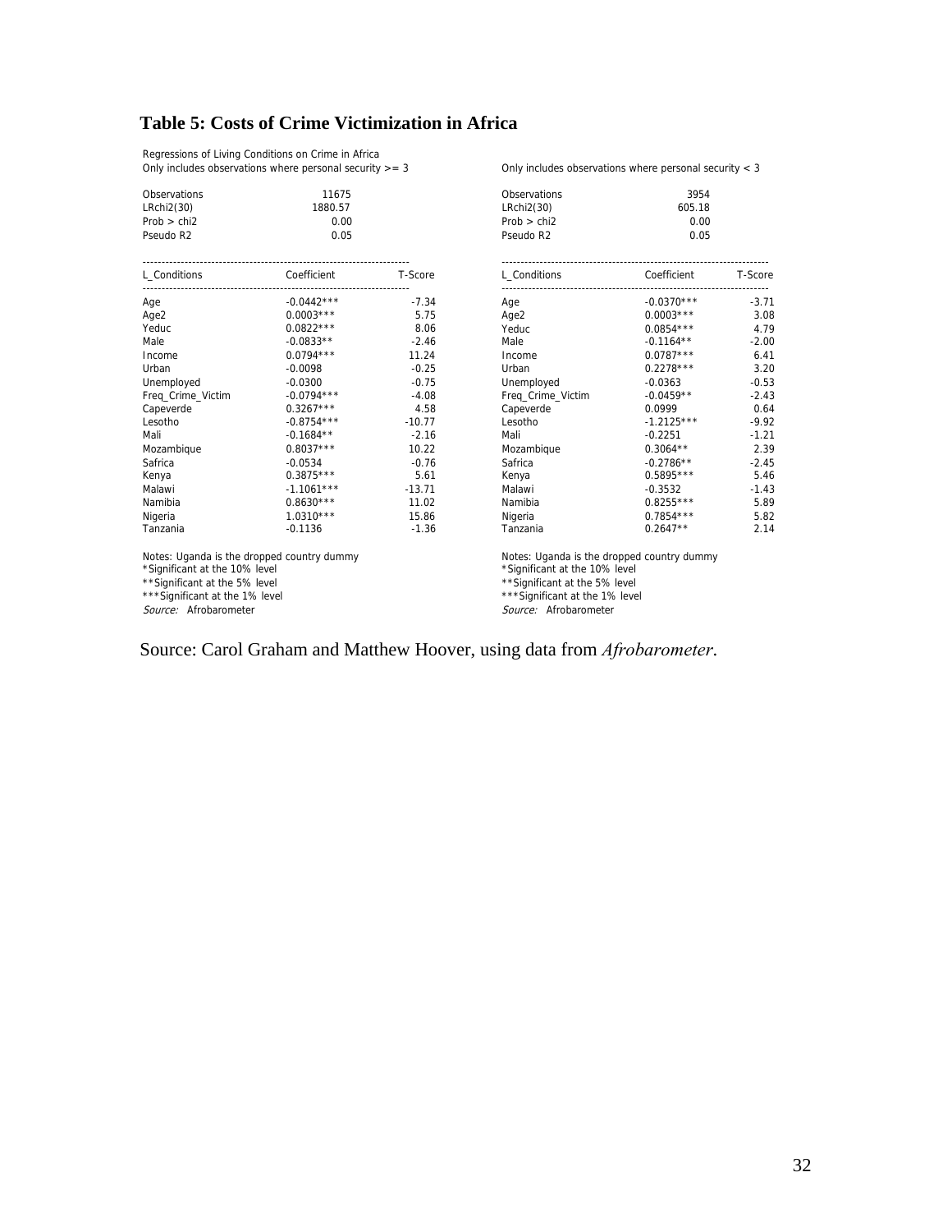## Table 5: Costs of Crime Victimization in Africa

Regressions of Living Conditions on Crime in Africa

Only includes observations where personal security >= 3

| Observations | 11675 |
|---|---|
| LRchi2(30) | 1880.57 |
| Prob > chi2 | 0.00 |
| Pseudo R2 | 0.05 |

| L_Conditions | Coefficient | T-Score |
|---|---|---|
| Age | -0.0442*** | -7.34 |
| Age2 | 0.0003*** | 5.75 |
| Yeduc | 0.0822*** | 8.06 |
| Male | -0.0833** | -2.46 |
| Income | 0.0794*** | 11.24 |
| Urban | -0.0098 | -0.25 |
| Unemployed | -0.0300 | -0.75 |
| Freq_Crime_Victim | -0.0794*** | -4.08 |
| Capeverde | 0.3267*** | 4.58 |
| Lesotho | -0.8754*** | -10.77 |
| Mali | -0.1684** | -2.16 |
| Mozambique | 0.8037*** | 10.22 |
| Safrica | -0.0534 | -0.76 |
| Kenya | 0.3875*** | 5.61 |
| Malawi | -1.1061*** | -13.71 |
| Namibia | 0.8630*** | 11.02 |
| Nigeria | 1.0310*** | 15.86 |
| Tanzania | -0.1136 | -1.36 |

Notes: Uganda is the dropped country dummy
*Significant at the 10% level
**Significant at the 5% level
***Significant at the 1% level
*Source:* Afrobarometer

Only includes observations where personal security < 3

| Observations | 3954 |
|---|---|
| LRchi2(30) | 605.18 |
| Prob > chi2 | 0.00 |
| Pseudo R2 | 0.05 |

| L_Conditions | Coefficient | T-Score |
|---|---|---|
| Age | -0.0370*** | -3.71 |
| Age2 | 0.0003*** | 3.08 |
| Yeduc | 0.0854*** | 4.79 |
| Male | -0.1164** | -2.00 |
| Income | 0.0787*** | 6.41 |
| Urban | 0.2278*** | 3.20 |
| Unemployed | -0.0363 | -0.53 |
| Freq_Crime_Victim | -0.0459** | -2.43 |
| Capeverde | 0.0999 | 0.64 |
| Lesotho | -1.2125*** | -9.92 |
| Mali | -0.2251 | -1.21 |
| Mozambique | 0.3064** | 2.39 |
| Safrica | -0.2786** | -2.45 |
| Kenya | 0.5895*** | 5.46 |
| Malawi | -0.3532 | -1.43 |
| Namibia | 0.8255*** | 5.89 |
| Nigeria | 0.7854*** | 5.82 |
| Tanzania | 0.2647** | 2.14 |

Notes: Uganda is the dropped country dummy
*Significant at the 10% level
**Significant at the 5% level
***Significant at the 1% level
*Source:* Afrobarometer

Source: Carol Graham and Matthew Hoover, using data from *Afrobarometer*.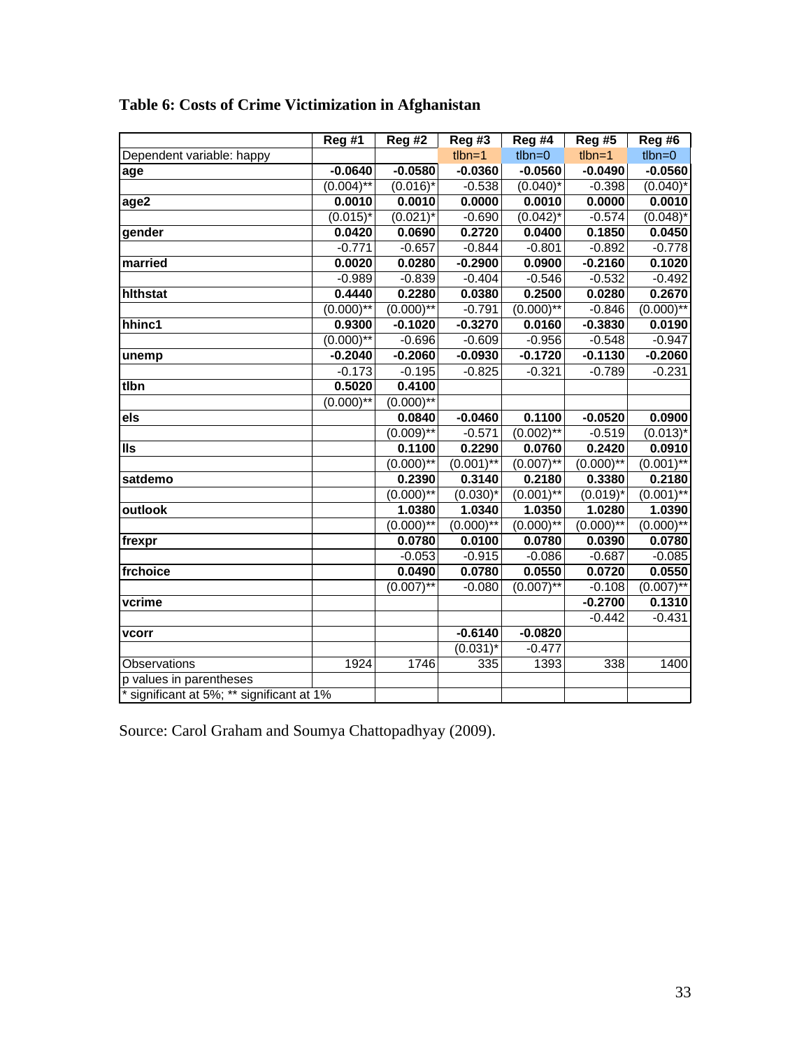**Table 6: Costs of Crime Victimization in Afghanistan**

| | Reg #1 | Reg #2 | Reg #3 | Reg #4 | Reg #5 | Reg #6 |
|---|---|---|---|---|---|---|
| Dependent variable: happy | | | tlbn=1 | tlbn=0 | tlbn=1 | tlbn=0 |
| **age** | **-0.0640** | **-0.0580** | **-0.0360** | **-0.0560** | **-0.0490** | **-0.0560** |
| | (0.004)** | (0.016)* | -0.538 | (0.040)* | -0.398 | (0.040)* |
| **age2** | **0.0010** | **0.0010** | **0.0000** | **0.0010** | **0.0000** | **0.0010** |
| | (0.015)* | (0.021)* | -0.690 | (0.042)* | -0.574 | (0.048)* |
| **gender** | **0.0420** | **0.0690** | **0.2720** | **0.0400** | **0.1850** | **0.0450** |
| | -0.771 | -0.657 | -0.844 | -0.801 | -0.892 | -0.778 |
| **married** | **0.0020** | **0.0280** | **-0.2900** | **0.0900** | **-0.2160** | **0.1020** |
| | -0.989 | -0.839 | -0.404 | -0.546 | -0.532 | -0.492 |
| **hlthstat** | **0.4440** | **0.2280** | **0.0380** | **0.2500** | **0.0280** | **0.2670** |
| | (0.000)** | (0.000)** | -0.791 | (0.000)** | -0.846 | (0.000)** |
| **hhinc1** | **0.9300** | **-0.1020** | **-0.3270** | **0.0160** | **-0.3830** | **0.0190** |
| | (0.000)** | -0.696 | -0.609 | -0.956 | -0.548 | -0.947 |
| **unemp** | **-0.2040** | **-0.2060** | **-0.0930** | **-0.1720** | **-0.1130** | **-0.2060** |
| | -0.173 | -0.195 | -0.825 | -0.321 | -0.789 | -0.231 |
| **tlbn** | **0.5020** | **0.4100** | | | | |
| | (0.000)** | (0.000)** | | | | |
| **els** | | **0.0840** | **-0.0460** | **0.1100** | **-0.0520** | **0.0900** |
| | | (0.009)** | -0.571 | (0.002)** | -0.519 | (0.013)* |
| **lls** | | **0.1100** | **0.2290** | **0.0760** | **0.2420** | **0.0910** |
| | | (0.000)** | (0.001)** | (0.007)** | (0.000)** | (0.001)** |
| **satdemo** | | **0.2390** | **0.3140** | **0.2180** | **0.3380** | **0.2180** |
| | | (0.000)** | (0.030)* | (0.001)** | (0.019)* | (0.001)** |
| **outlook** | | **1.0380** | **1.0340** | **1.0350** | **1.0280** | **1.0390** |
| | | (0.000)** | (0.000)** | (0.000)** | (0.000)** | (0.000)** |
| **frexpr** | | **0.0780** | **0.0100** | **0.0780** | **0.0390** | **0.0780** |
| | | -0.053 | -0.915 | -0.086 | -0.687 | -0.085 |
| **frchoice** | | **0.0490** | **0.0780** | **0.0550** | **0.0720** | **0.0550** |
| | | (0.007)** | -0.080 | (0.007)** | -0.108 | (0.007)** |
| **vcrime** | | | | | **-0.2700** | **0.1310** |
| | | | | | -0.442 | -0.431 |
| **vcorr** | | | **-0.6140** | **-0.0820** | | |
| | | | (0.031)* | -0.477 | | |
| Observations | 1924 | 1746 | 335 | 1393 | 338 | 1400 |
| p values in parentheses | | | | | | |
| * significant at 5%; ** significant at 1% | | | | | | |

Source: Carol Graham and Soumya Chattopadhyay (2009).